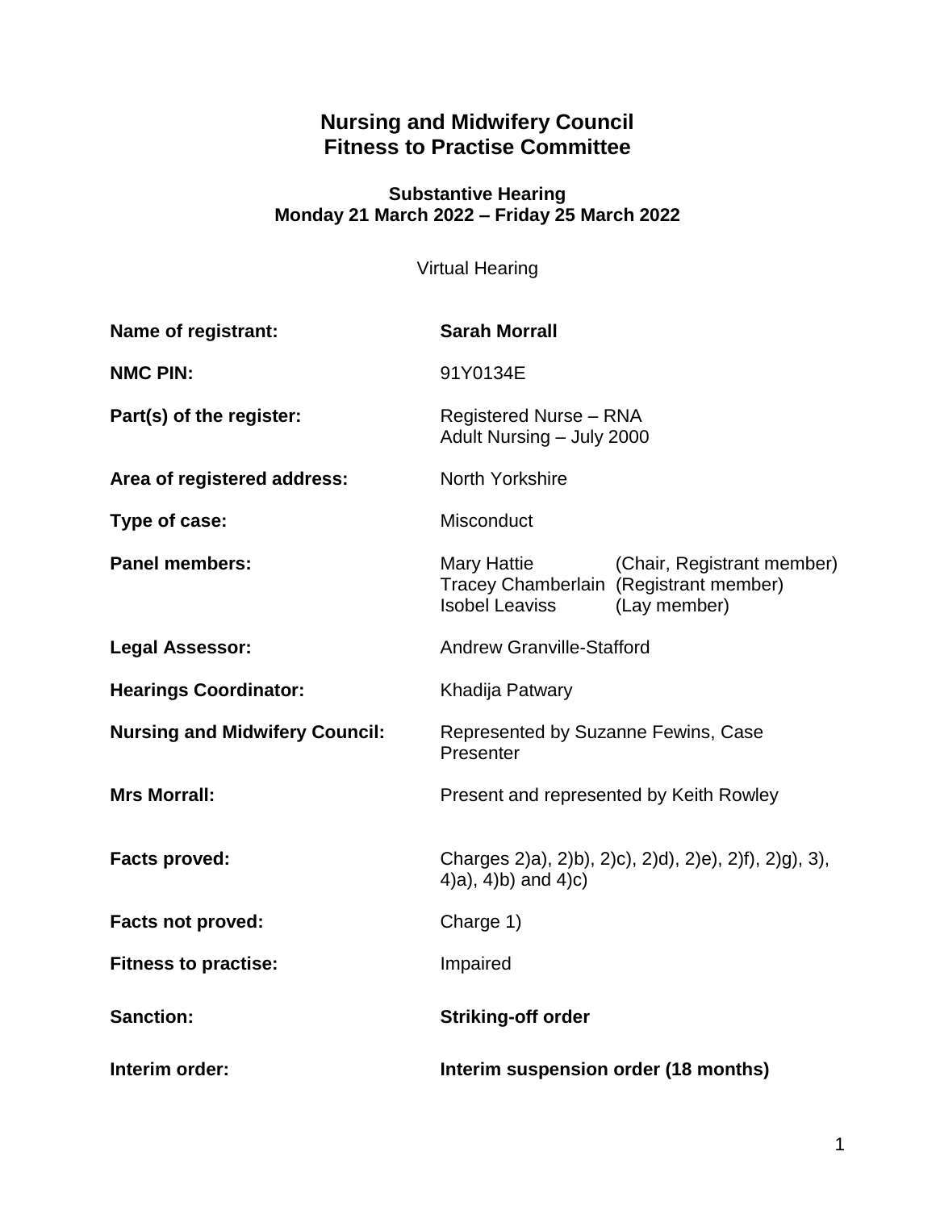# Nursing and Midwifery Council
# Fitness to Practise Committee

### Substantive Hearing
### Monday 21 March 2022 – Friday 25 March 2022

Virtual Hearing

| | |
|---|---|
| **Name of registrant:** | **Sarah Morrall** |
| **NMC PIN:** | 91Y0134E |
| **Part(s) of the register:** | Registered Nurse – RNA<br>Adult Nursing – July 2000 |
| **Area of registered address:** | North Yorkshire |
| **Type of case:** | Misconduct |
| **Panel members:** | Mary Hattie (Chair, Registrant member)<br>Tracey Chamberlain (Registrant member)<br>Isobel Leaviss (Lay member) |
| **Legal Assessor:** | Andrew Granville-Stafford |
| **Hearings Coordinator:** | Khadija Patwary |
| **Nursing and Midwifery Council:** | Represented by Suzanne Fewins, Case Presenter |
| **Mrs Morrall:** | Present and represented by Keith Rowley |
| **Facts proved:** | Charges 2)a), 2)b), 2)c), 2)d), 2)e), 2)f), 2)g), 3), 4)a), 4)b) and 4)c) |
| **Facts not proved:** | Charge 1) |
| **Fitness to practise:** | Impaired |
| **Sanction:** | **Striking-off order** |
| **Interim order:** | **Interim suspension order (18 months)** |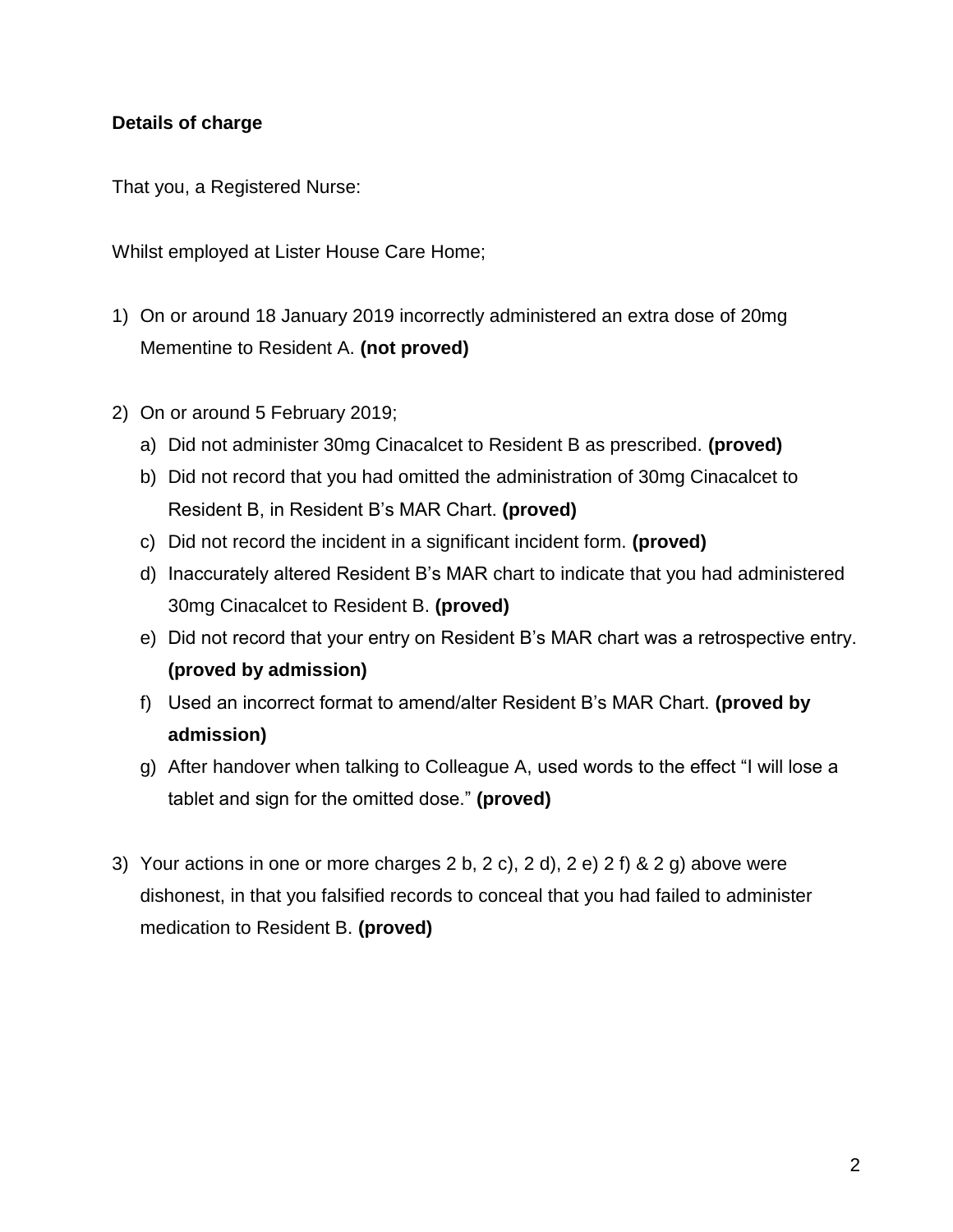**Details of charge**

That you, a Registered Nurse:

Whilst employed at Lister House Care Home;

1) On or around 18 January 2019 incorrectly administered an extra dose of 20mg Mementine to Resident A. **(not proved)**

2) On or around 5 February 2019;
   a) Did not administer 30mg Cinacalcet to Resident B as prescribed. **(proved)**
   b) Did not record that you had omitted the administration of 30mg Cinacalcet to Resident B, in Resident B's MAR Chart. **(proved)**
   c) Did not record the incident in a significant incident form. **(proved)**
   d) Inaccurately altered Resident B's MAR chart to indicate that you had administered 30mg Cinacalcet to Resident B. **(proved)**
   e) Did not record that your entry on Resident B's MAR chart was a retrospective entry. **(proved by admission)**
   f) Used an incorrect format to amend/alter Resident B's MAR Chart. **(proved by admission)**
   g) After handover when talking to Colleague A, used words to the effect "I will lose a tablet and sign for the omitted dose." **(proved)**

3) Your actions in one or more charges 2 b, 2 c), 2 d), 2 e) 2 f) & 2 g) above were dishonest, in that you falsified records to conceal that you had failed to administer medication to Resident B. **(proved)**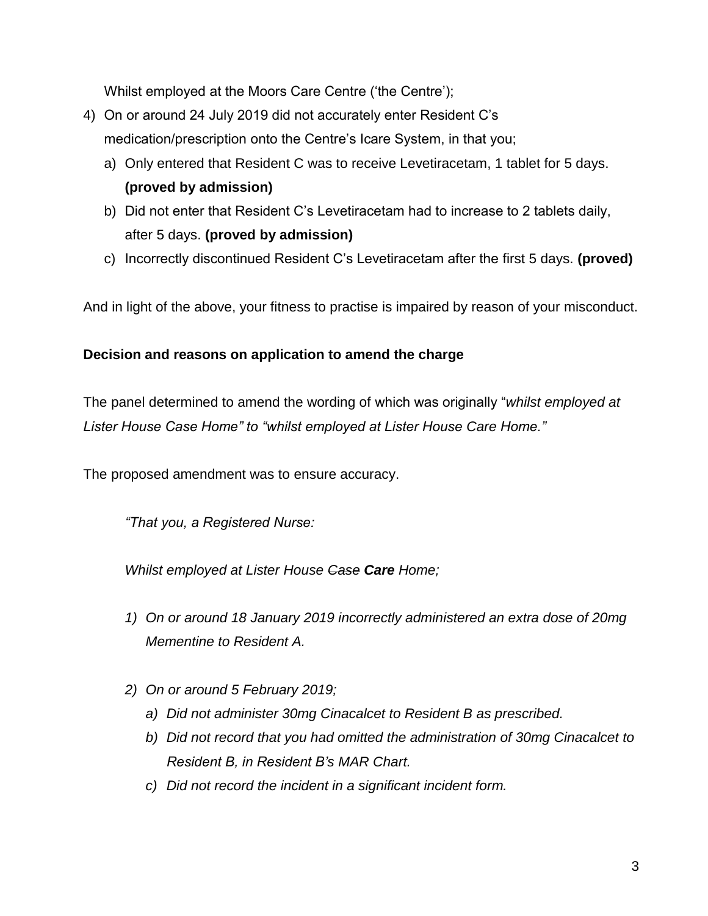Whilst employed at the Moors Care Centre ('the Centre');

4) On or around 24 July 2019 did not accurately enter Resident C's medication/prescription onto the Centre's Icare System, in that you;
   a) Only entered that Resident C was to receive Levetiracetam, 1 tablet for 5 days. **(proved by admission)**
   b) Did not enter that Resident C's Levetiracetam had to increase to 2 tablets daily, after 5 days. **(proved by admission)**
   c) Incorrectly discontinued Resident C's Levetiracetam after the first 5 days. **(proved)**

And in light of the above, your fitness to practise is impaired by reason of your misconduct.

**Decision and reasons on application to amend the charge**

The panel determined to amend the wording of which was originally "*whilst employed at Lister House Case Home" to "whilst employed at Lister House Care Home."*

The proposed amendment was to ensure accuracy.

> *"That you, a Registered Nurse:*
>
> *Whilst employed at Lister House ~~Case~~ **Care** Home;*
>
> 1) *On or around 18 January 2019 incorrectly administered an extra dose of 20mg Mementine to Resident A.*
>
> 2) *On or around 5 February 2019;*
>    a) *Did not administer 30mg Cinacalcet to Resident B as prescribed.*
>    b) *Did not record that you had omitted the administration of 30mg Cinacalcet to Resident B, in Resident B's MAR Chart.*
>    c) *Did not record the incident in a significant incident form.*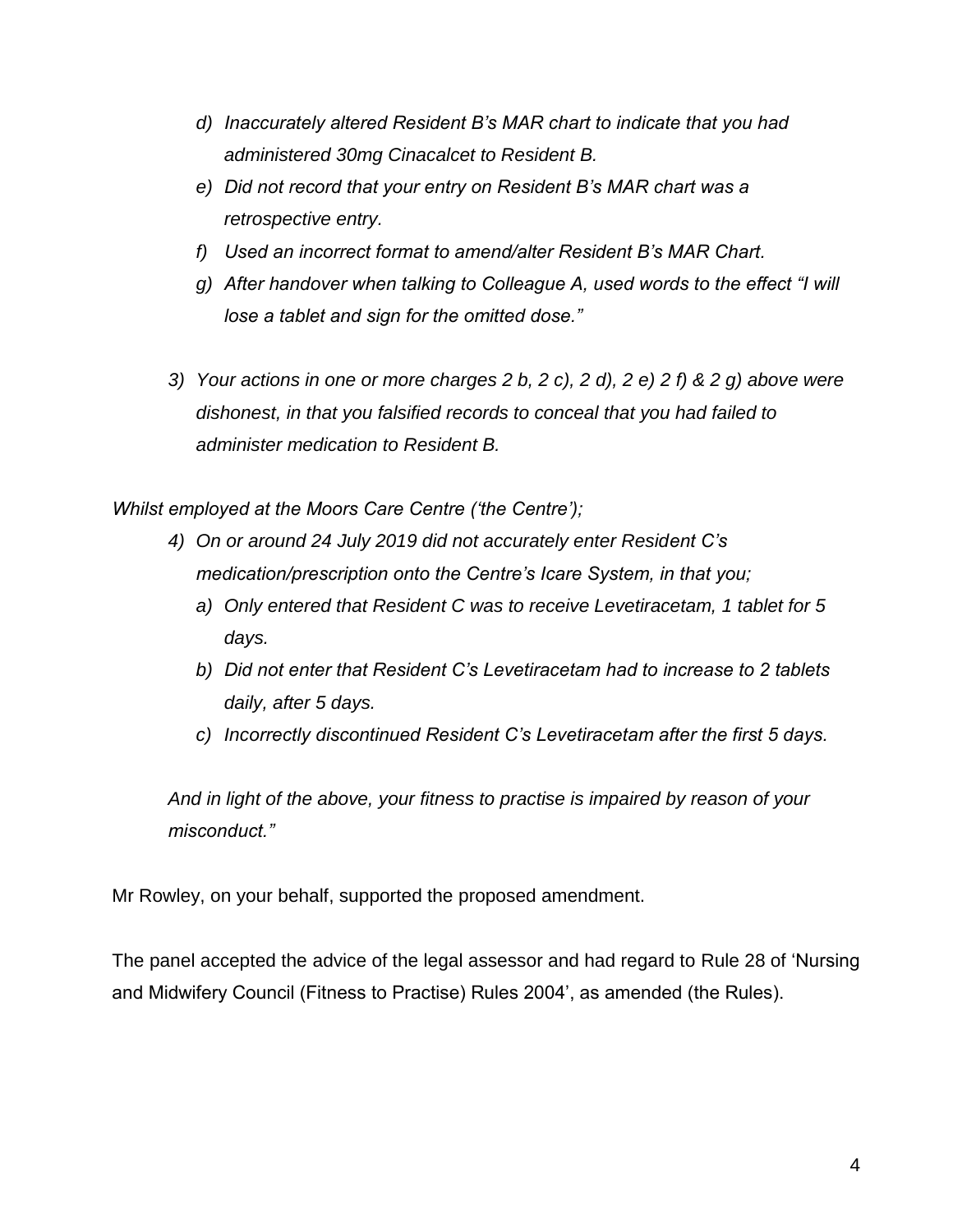*d) Inaccurately altered Resident B's MAR chart to indicate that you had administered 30mg Cinacalcet to Resident B.*

*e) Did not record that your entry on Resident B's MAR chart was a retrospective entry.*

*f) Used an incorrect format to amend/alter Resident B's MAR Chart.*

*g) After handover when talking to Colleague A, used words to the effect "I will lose a tablet and sign for the omitted dose."*

*3) Your actions in one or more charges 2 b, 2 c), 2 d), 2 e) 2 f) & 2 g) above were dishonest, in that you falsified records to conceal that you had failed to administer medication to Resident B.*

*Whilst employed at the Moors Care Centre ('the Centre');*

*4) On or around 24 July 2019 did not accurately enter Resident C's medication/prescription onto the Centre's Icare System, in that you;*

*a) Only entered that Resident C was to receive Levetiracetam, 1 tablet for 5 days.*

*b) Did not enter that Resident C's Levetiracetam had to increase to 2 tablets daily, after 5 days.*

*c) Incorrectly discontinued Resident C's Levetiracetam after the first 5 days.*

*And in light of the above, your fitness to practise is impaired by reason of your misconduct."*

Mr Rowley, on your behalf, supported the proposed amendment.

The panel accepted the advice of the legal assessor and had regard to Rule 28 of 'Nursing and Midwifery Council (Fitness to Practise) Rules 2004', as amended (the Rules).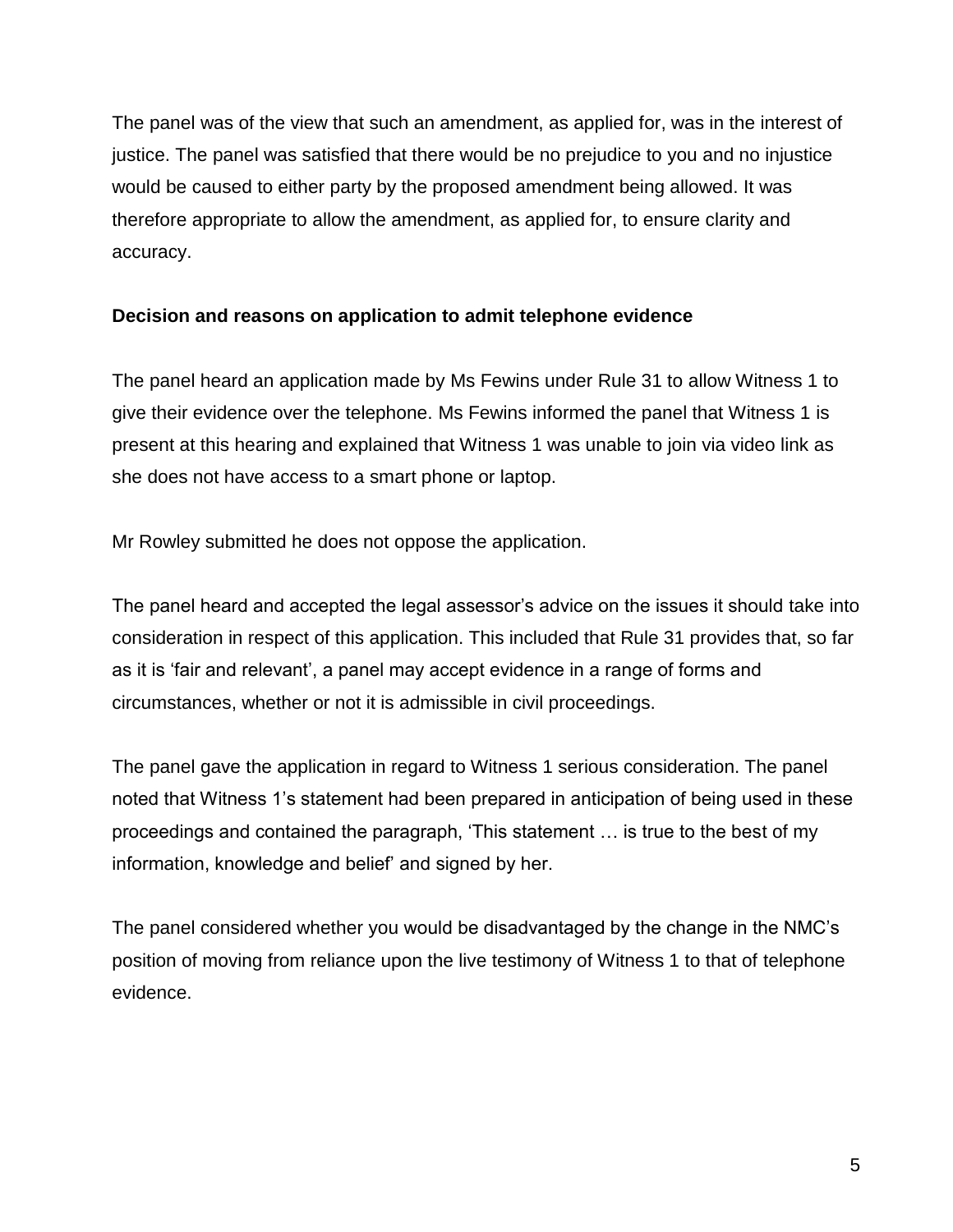The panel was of the view that such an amendment, as applied for, was in the interest of justice. The panel was satisfied that there would be no prejudice to you and no injustice would be caused to either party by the proposed amendment being allowed. It was therefore appropriate to allow the amendment, as applied for, to ensure clarity and accuracy.

**Decision and reasons on application to admit telephone evidence**

The panel heard an application made by Ms Fewins under Rule 31 to allow Witness 1 to give their evidence over the telephone. Ms Fewins informed the panel that Witness 1 is present at this hearing and explained that Witness 1 was unable to join via video link as she does not have access to a smart phone or laptop.

Mr Rowley submitted he does not oppose the application.

The panel heard and accepted the legal assessor's advice on the issues it should take into consideration in respect of this application. This included that Rule 31 provides that, so far as it is 'fair and relevant', a panel may accept evidence in a range of forms and circumstances, whether or not it is admissible in civil proceedings.

The panel gave the application in regard to Witness 1 serious consideration. The panel noted that Witness 1's statement had been prepared in anticipation of being used in these proceedings and contained the paragraph, 'This statement … is true to the best of my information, knowledge and belief' and signed by her.

The panel considered whether you would be disadvantaged by the change in the NMC's position of moving from reliance upon the live testimony of Witness 1 to that of telephone evidence.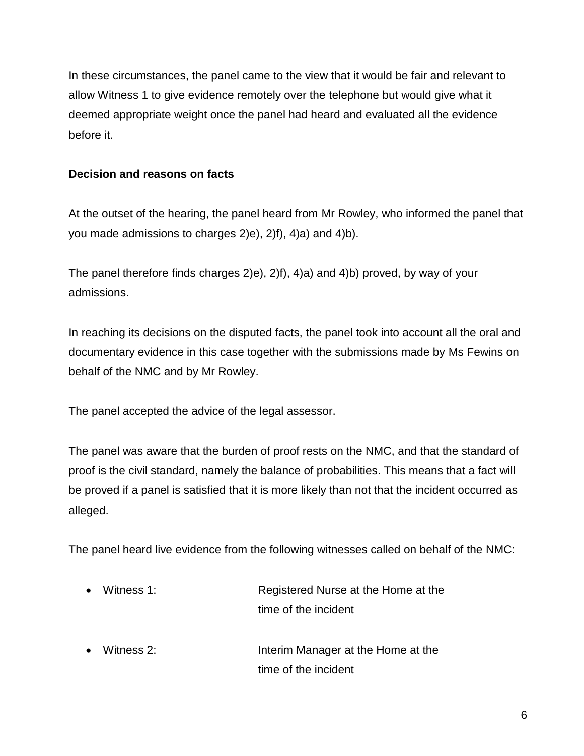In these circumstances, the panel came to the view that it would be fair and relevant to allow Witness 1 to give evidence remotely over the telephone but would give what it deemed appropriate weight once the panel had heard and evaluated all the evidence before it.

**Decision and reasons on facts**

At the outset of the hearing, the panel heard from Mr Rowley, who informed the panel that you made admissions to charges 2)e), 2)f), 4)a) and 4)b).

The panel therefore finds charges 2)e), 2)f), 4)a) and 4)b) proved, by way of your admissions.

In reaching its decisions on the disputed facts, the panel took into account all the oral and documentary evidence in this case together with the submissions made by Ms Fewins on behalf of the NMC and by Mr Rowley.

The panel accepted the advice of the legal assessor.

The panel was aware that the burden of proof rests on the NMC, and that the standard of proof is the civil standard, namely the balance of probabilities. This means that a fact will be proved if a panel is satisfied that it is more likely than not that the incident occurred as alleged.

The panel heard live evidence from the following witnesses called on behalf of the NMC:

- Witness 1: Registered Nurse at the Home at the time of the incident

- Witness 2: Interim Manager at the Home at the time of the incident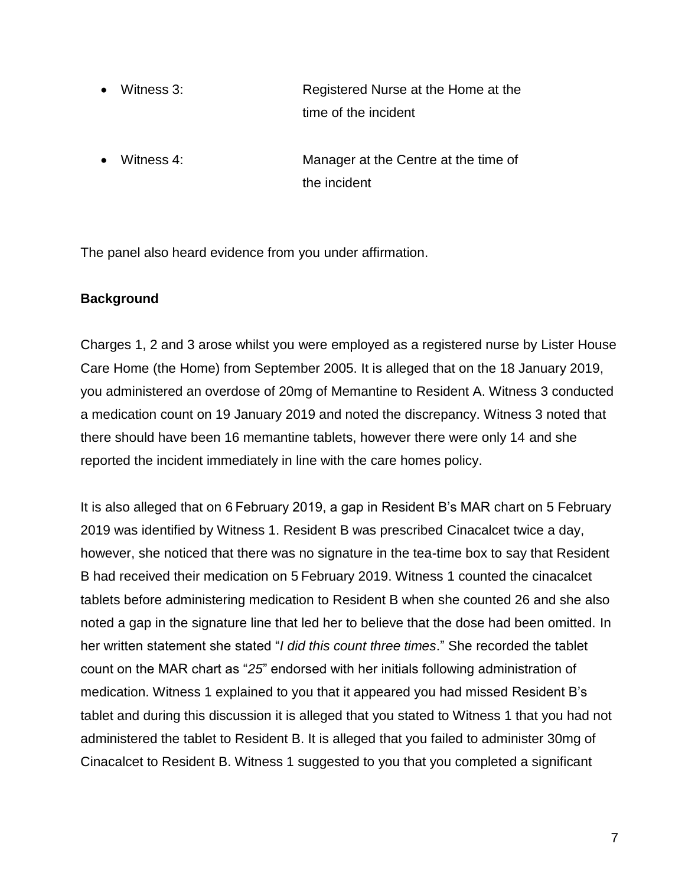- Witness 3: Registered Nurse at the Home at the time of the incident

- Witness 4: Manager at the Centre at the time of the incident

The panel also heard evidence from you under affirmation.

**Background**

Charges 1, 2 and 3 arose whilst you were employed as a registered nurse by Lister House Care Home (the Home) from September 2005. It is alleged that on the 18 January 2019, you administered an overdose of 20mg of Memantine to Resident A. Witness 3 conducted a medication count on 19 January 2019 and noted the discrepancy. Witness 3 noted that there should have been 16 memantine tablets, however there were only 14 and she reported the incident immediately in line with the care homes policy.

It is also alleged that on 6 February 2019, a gap in Resident B's MAR chart on 5 February 2019 was identified by Witness 1. Resident B was prescribed Cinacalcet twice a day, however, she noticed that there was no signature in the tea-time box to say that Resident B had received their medication on 5 February 2019. Witness 1 counted the cinacalcet tablets before administering medication to Resident B when she counted 26 and she also noted a gap in the signature line that led her to believe that the dose had been omitted. In her written statement she stated "*I did this count three times*." She recorded the tablet count on the MAR chart as "*25*" endorsed with her initials following administration of medication. Witness 1 explained to you that it appeared you had missed Resident B's tablet and during this discussion it is alleged that you stated to Witness 1 that you had not administered the tablet to Resident B. It is alleged that you failed to administer 30mg of Cinacalcet to Resident B. Witness 1 suggested to you that you completed a significant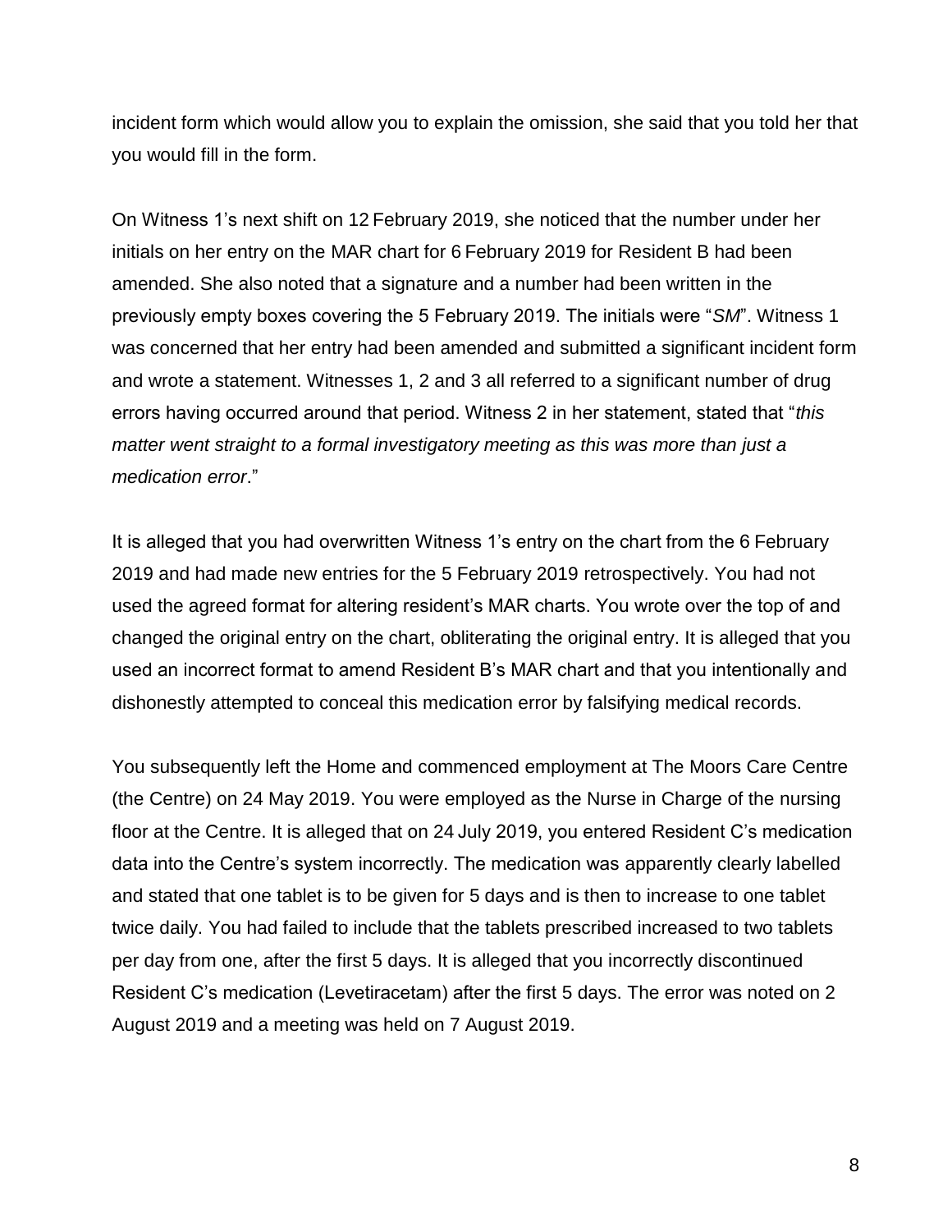incident form which would allow you to explain the omission, she said that you told her that you would fill in the form.

On Witness 1's next shift on 12 February 2019, she noticed that the number under her initials on her entry on the MAR chart for 6 February 2019 for Resident B had been amended. She also noted that a signature and a number had been written in the previously empty boxes covering the 5 February 2019. The initials were "*SM*". Witness 1 was concerned that her entry had been amended and submitted a significant incident form and wrote a statement. Witnesses 1, 2 and 3 all referred to a significant number of drug errors having occurred around that period. Witness 2 in her statement, stated that "*this matter went straight to a formal investigatory meeting as this was more than just a medication error*."

It is alleged that you had overwritten Witness 1's entry on the chart from the 6 February 2019 and had made new entries for the 5 February 2019 retrospectively. You had not used the agreed format for altering resident's MAR charts. You wrote over the top of and changed the original entry on the chart, obliterating the original entry. It is alleged that you used an incorrect format to amend Resident B's MAR chart and that you intentionally and dishonestly attempted to conceal this medication error by falsifying medical records.

You subsequently left the Home and commenced employment at The Moors Care Centre (the Centre) on 24 May 2019. You were employed as the Nurse in Charge of the nursing floor at the Centre. It is alleged that on 24 July 2019, you entered Resident C's medication data into the Centre's system incorrectly. The medication was apparently clearly labelled and stated that one tablet is to be given for 5 days and is then to increase to one tablet twice daily. You had failed to include that the tablets prescribed increased to two tablets per day from one, after the first 5 days. It is alleged that you incorrectly discontinued Resident C's medication (Levetiracetam) after the first 5 days. The error was noted on 2 August 2019 and a meeting was held on 7 August 2019.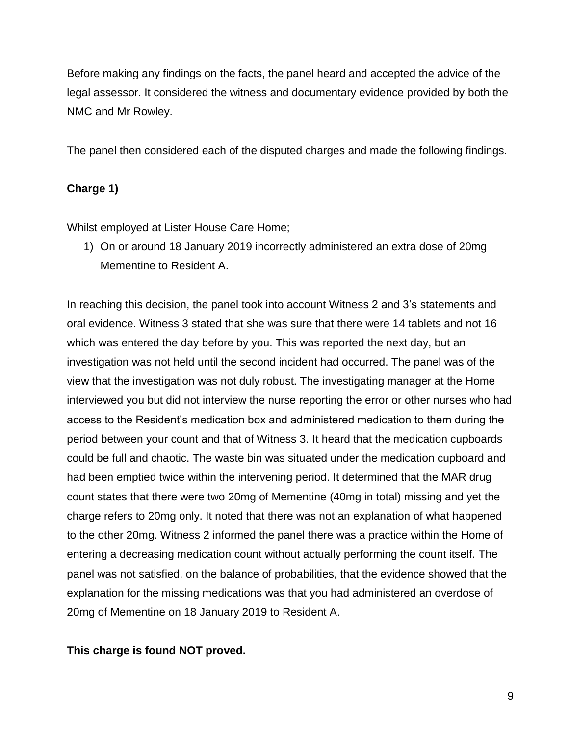Before making any findings on the facts, the panel heard and accepted the advice of the legal assessor. It considered the witness and documentary evidence provided by both the NMC and Mr Rowley.

The panel then considered each of the disputed charges and made the following findings.

**Charge 1)**

Whilst employed at Lister House Care Home;

1) On or around 18 January 2019 incorrectly administered an extra dose of 20mg Mementine to Resident A.

In reaching this decision, the panel took into account Witness 2 and 3's statements and oral evidence. Witness 3 stated that she was sure that there were 14 tablets and not 16 which was entered the day before by you. This was reported the next day, but an investigation was not held until the second incident had occurred. The panel was of the view that the investigation was not duly robust. The investigating manager at the Home interviewed you but did not interview the nurse reporting the error or other nurses who had access to the Resident's medication box and administered medication to them during the period between your count and that of Witness 3. It heard that the medication cupboards could be full and chaotic. The waste bin was situated under the medication cupboard and had been emptied twice within the intervening period. It determined that the MAR drug count states that there were two 20mg of Mementine (40mg in total) missing and yet the charge refers to 20mg only. It noted that there was not an explanation of what happened to the other 20mg. Witness 2 informed the panel there was a practice within the Home of entering a decreasing medication count without actually performing the count itself. The panel was not satisfied, on the balance of probabilities, that the evidence showed that the explanation for the missing medications was that you had administered an overdose of 20mg of Mementine on 18 January 2019 to Resident A.

**This charge is found NOT proved.**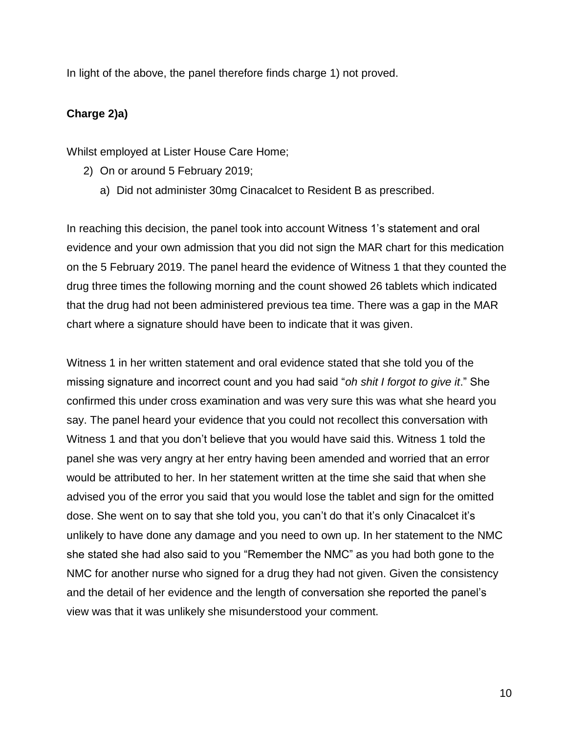In light of the above, the panel therefore finds charge 1) not proved.

**Charge 2)a)**

Whilst employed at Lister House Care Home;

2) On or around 5 February 2019;
   a) Did not administer 30mg Cinacalcet to Resident B as prescribed.

In reaching this decision, the panel took into account Witness 1's statement and oral evidence and your own admission that you did not sign the MAR chart for this medication on the 5 February 2019. The panel heard the evidence of Witness 1 that they counted the drug three times the following morning and the count showed 26 tablets which indicated that the drug had not been administered previous tea time. There was a gap in the MAR chart where a signature should have been to indicate that it was given.

Witness 1 in her written statement and oral evidence stated that she told you of the missing signature and incorrect count and you had said "*oh shit I forgot to give it*." She confirmed this under cross examination and was very sure this was what she heard you say. The panel heard your evidence that you could not recollect this conversation with Witness 1 and that you don't believe that you would have said this. Witness 1 told the panel she was very angry at her entry having been amended and worried that an error would be attributed to her. In her statement written at the time she said that when she advised you of the error you said that you would lose the tablet and sign for the omitted dose. She went on to say that she told you, you can't do that it's only Cinacalcet it's unlikely to have done any damage and you need to own up. In her statement to the NMC she stated she had also said to you "Remember the NMC" as you had both gone to the NMC for another nurse who signed for a drug they had not given. Given the consistency and the detail of her evidence and the length of conversation she reported the panel's view was that it was unlikely she misunderstood your comment.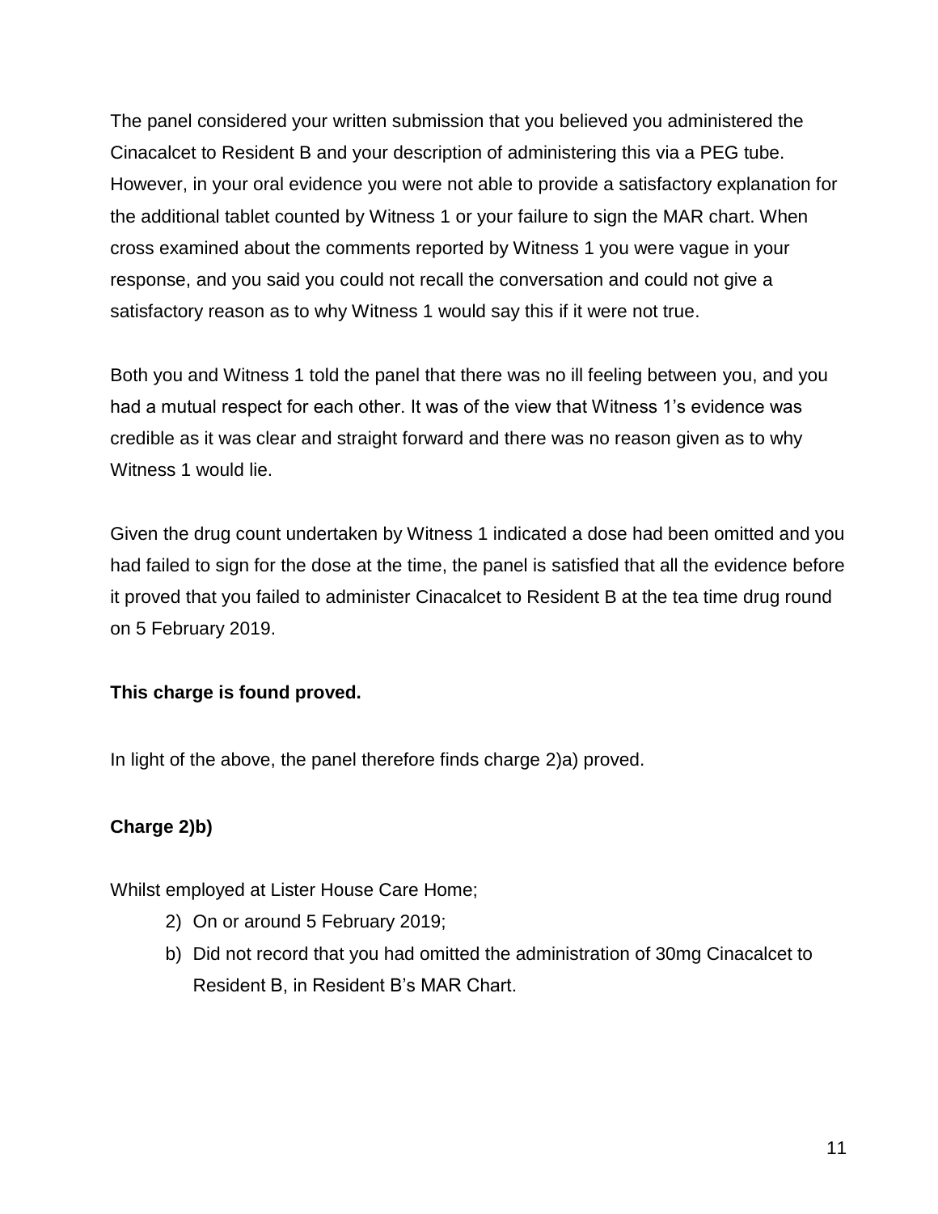The panel considered your written submission that you believed you administered the Cinacalcet to Resident B and your description of administering this via a PEG tube. However, in your oral evidence you were not able to provide a satisfactory explanation for the additional tablet counted by Witness 1 or your failure to sign the MAR chart. When cross examined about the comments reported by Witness 1 you were vague in your response, and you said you could not recall the conversation and could not give a satisfactory reason as to why Witness 1 would say this if it were not true.

Both you and Witness 1 told the panel that there was no ill feeling between you, and you had a mutual respect for each other. It was of the view that Witness 1's evidence was credible as it was clear and straight forward and there was no reason given as to why Witness 1 would lie.

Given the drug count undertaken by Witness 1 indicated a dose had been omitted and you had failed to sign for the dose at the time, the panel is satisfied that all the evidence before it proved that you failed to administer Cinacalcet to Resident B at the tea time drug round on 5 February 2019.

**This charge is found proved.**

In light of the above, the panel therefore finds charge 2)a) proved.

**Charge 2)b)**

Whilst employed at Lister House Care Home;

2) On or around 5 February 2019;

b) Did not record that you had omitted the administration of 30mg Cinacalcet to Resident B, in Resident B's MAR Chart.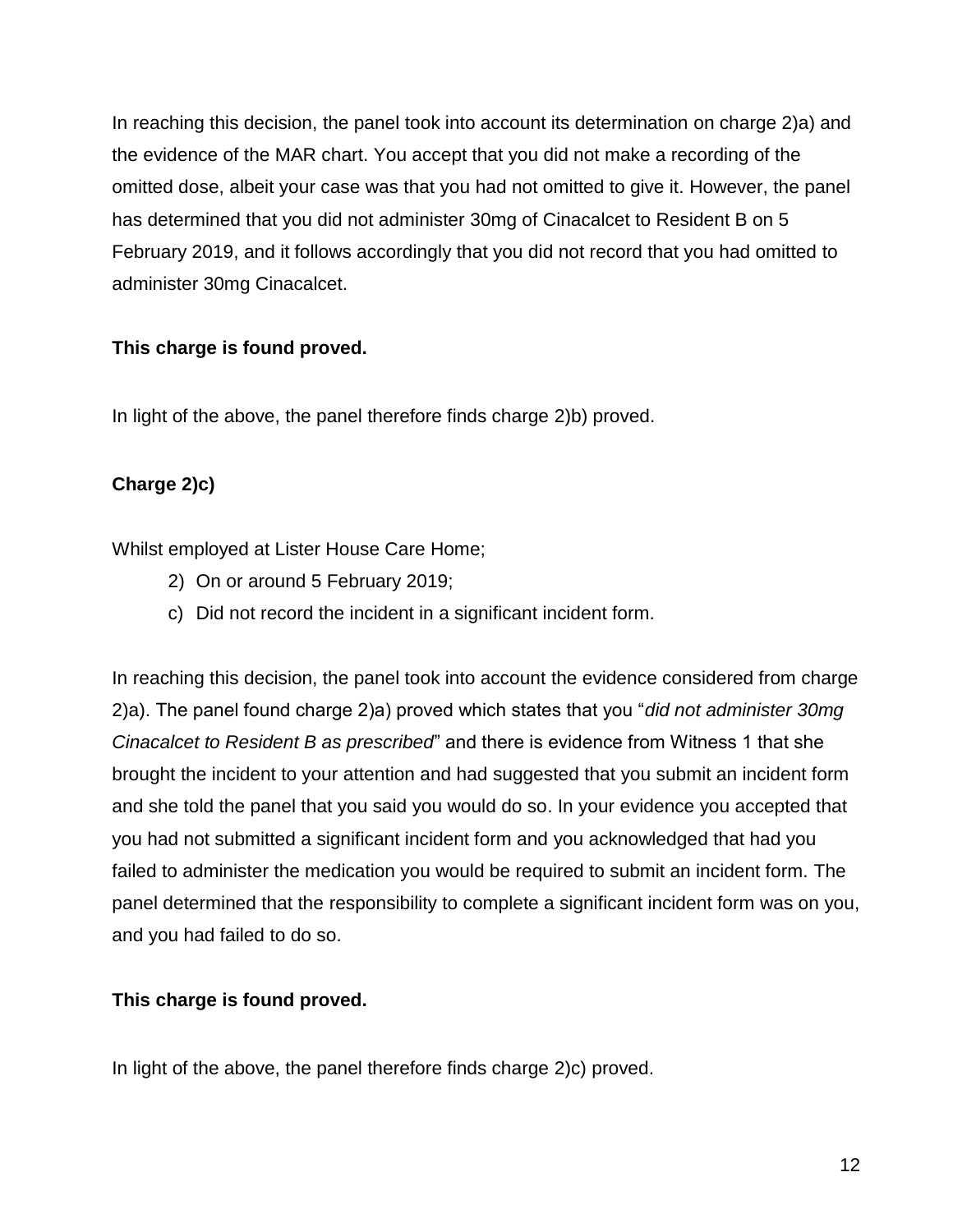In reaching this decision, the panel took into account its determination on charge 2)a) and the evidence of the MAR chart. You accept that you did not make a recording of the omitted dose, albeit your case was that you had not omitted to give it. However, the panel has determined that you did not administer 30mg of Cinacalcet to Resident B on 5 February 2019, and it follows accordingly that you did not record that you had omitted to administer 30mg Cinacalcet.

**This charge is found proved.**

In light of the above, the panel therefore finds charge 2)b) proved.

**Charge 2)c)**

Whilst employed at Lister House Care Home;

2) On or around 5 February 2019;

c) Did not record the incident in a significant incident form.

In reaching this decision, the panel took into account the evidence considered from charge 2)a). The panel found charge 2)a) proved which states that you "*did not administer 30mg Cinacalcet to Resident B as prescribed*" and there is evidence from Witness 1 that she brought the incident to your attention and had suggested that you submit an incident form and she told the panel that you said you would do so. In your evidence you accepted that you had not submitted a significant incident form and you acknowledged that had you failed to administer the medication you would be required to submit an incident form. The panel determined that the responsibility to complete a significant incident form was on you, and you had failed to do so.

**This charge is found proved.**

In light of the above, the panel therefore finds charge 2)c) proved.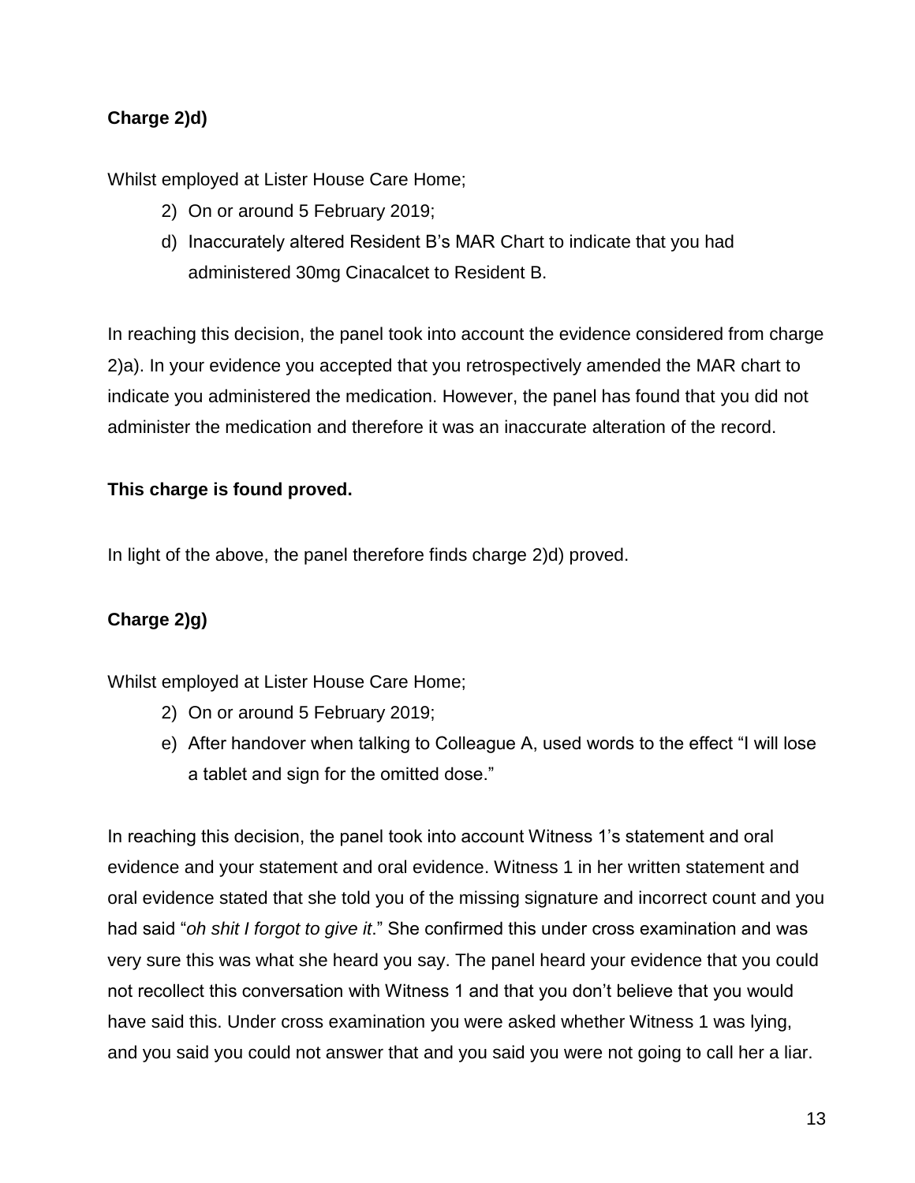**Charge 2)d)**

Whilst employed at Lister House Care Home;

2) On or around 5 February 2019;

d) Inaccurately altered Resident B's MAR Chart to indicate that you had administered 30mg Cinacalcet to Resident B.

In reaching this decision, the panel took into account the evidence considered from charge 2)a). In your evidence you accepted that you retrospectively amended the MAR chart to indicate you administered the medication. However, the panel has found that you did not administer the medication and therefore it was an inaccurate alteration of the record.

**This charge is found proved.**

In light of the above, the panel therefore finds charge 2)d) proved.

**Charge 2)g)**

Whilst employed at Lister House Care Home;

2) On or around 5 February 2019;

e) After handover when talking to Colleague A, used words to the effect "I will lose a tablet and sign for the omitted dose."

In reaching this decision, the panel took into account Witness 1's statement and oral evidence and your statement and oral evidence. Witness 1 in her written statement and oral evidence stated that she told you of the missing signature and incorrect count and you had said "*oh shit I forgot to give it*." She confirmed this under cross examination and was very sure this was what she heard you say. The panel heard your evidence that you could not recollect this conversation with Witness 1 and that you don't believe that you would have said this. Under cross examination you were asked whether Witness 1 was lying, and you said you could not answer that and you said you were not going to call her a liar.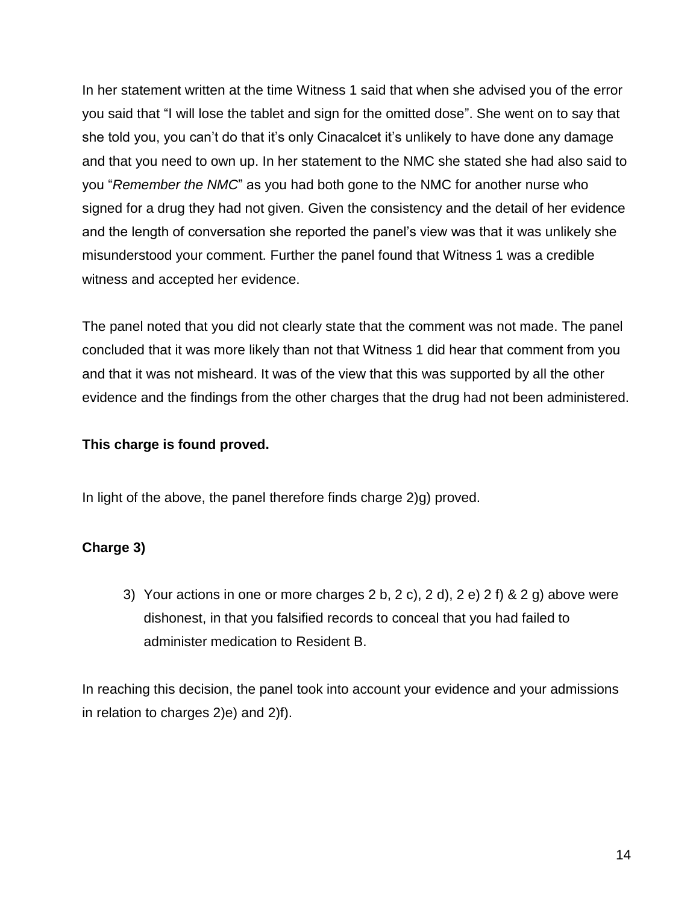In her statement written at the time Witness 1 said that when she advised you of the error you said that "I will lose the tablet and sign for the omitted dose". She went on to say that she told you, you can't do that it's only Cinacalcet it's unlikely to have done any damage and that you need to own up. In her statement to the NMC she stated she had also said to you "*Remember the NMC*" as you had both gone to the NMC for another nurse who signed for a drug they had not given. Given the consistency and the detail of her evidence and the length of conversation she reported the panel's view was that it was unlikely she misunderstood your comment. Further the panel found that Witness 1 was a credible witness and accepted her evidence.

The panel noted that you did not clearly state that the comment was not made. The panel concluded that it was more likely than not that Witness 1 did hear that comment from you and that it was not misheard. It was of the view that this was supported by all the other evidence and the findings from the other charges that the drug had not been administered.

**This charge is found proved.**

In light of the above, the panel therefore finds charge 2)g) proved.

**Charge 3)**

> 3) Your actions in one or more charges 2 b, 2 c), 2 d), 2 e) 2 f) & 2 g) above were dishonest, in that you falsified records to conceal that you had failed to administer medication to Resident B.

In reaching this decision, the panel took into account your evidence and your admissions in relation to charges 2)e) and 2)f).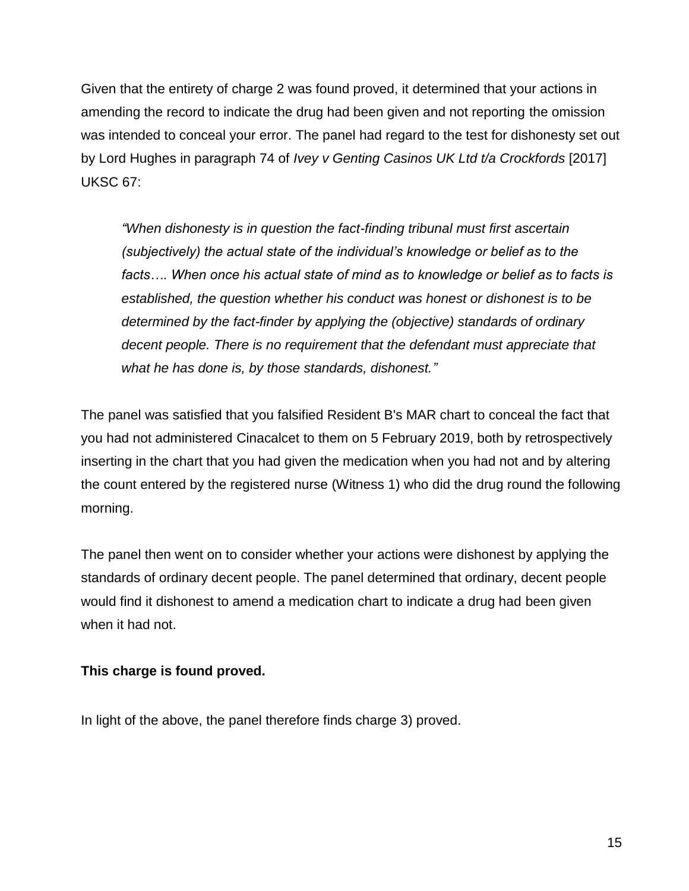Given that the entirety of charge 2 was found proved, it determined that your actions in amending the record to indicate the drug had been given and not reporting the omission was intended to conceal your error. The panel had regard to the test for dishonesty set out by Lord Hughes in paragraph 74 of *Ivey v Genting Casinos UK Ltd t/a Crockfords* [2017] UKSC 67:

> *"When dishonesty is in question the fact-finding tribunal must first ascertain (subjectively) the actual state of the individual's knowledge or belief as to the facts…. When once his actual state of mind as to knowledge or belief as to facts is established, the question whether his conduct was honest or dishonest is to be determined by the fact-finder by applying the (objective) standards of ordinary decent people. There is no requirement that the defendant must appreciate that what he has done is, by those standards, dishonest."*

The panel was satisfied that you falsified Resident B's MAR chart to conceal the fact that you had not administered Cinacalcet to them on 5 February 2019, both by retrospectively inserting in the chart that you had given the medication when you had not and by altering the count entered by the registered nurse (Witness 1) who did the drug round the following morning.

The panel then went on to consider whether your actions were dishonest by applying the standards of ordinary decent people. The panel determined that ordinary, decent people would find it dishonest to amend a medication chart to indicate a drug had been given when it had not.

**This charge is found proved.**

In light of the above, the panel therefore finds charge 3) proved.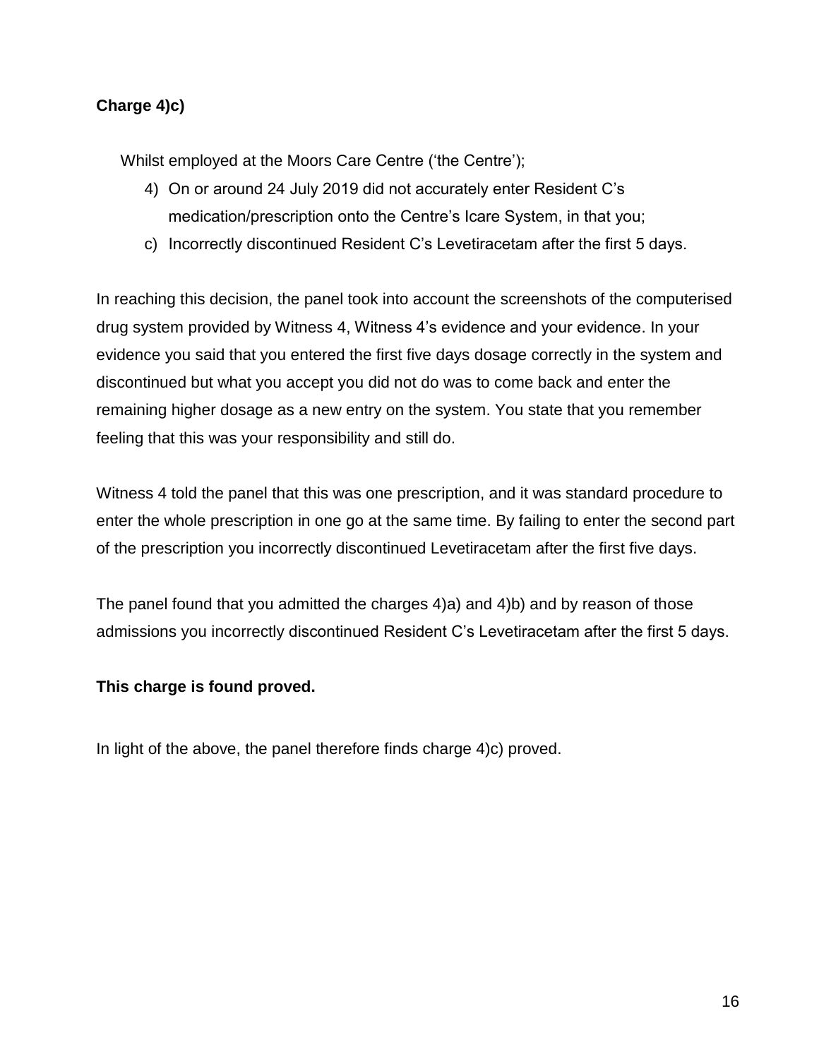**Charge 4)c)**

Whilst employed at the Moors Care Centre ('the Centre');

4) On or around 24 July 2019 did not accurately enter Resident C's medication/prescription onto the Centre's Icare System, in that you;

c) Incorrectly discontinued Resident C's Levetiracetam after the first 5 days.

In reaching this decision, the panel took into account the screenshots of the computerised drug system provided by Witness 4, Witness 4's evidence and your evidence. In your evidence you said that you entered the first five days dosage correctly in the system and discontinued but what you accept you did not do was to come back and enter the remaining higher dosage as a new entry on the system. You state that you remember feeling that this was your responsibility and still do.

Witness 4 told the panel that this was one prescription, and it was standard procedure to enter the whole prescription in one go at the same time. By failing to enter the second part of the prescription you incorrectly discontinued Levetiracetam after the first five days.

The panel found that you admitted the charges 4)a) and 4)b) and by reason of those admissions you incorrectly discontinued Resident C's Levetiracetam after the first 5 days.

**This charge is found proved.**

In light of the above, the panel therefore finds charge 4)c) proved.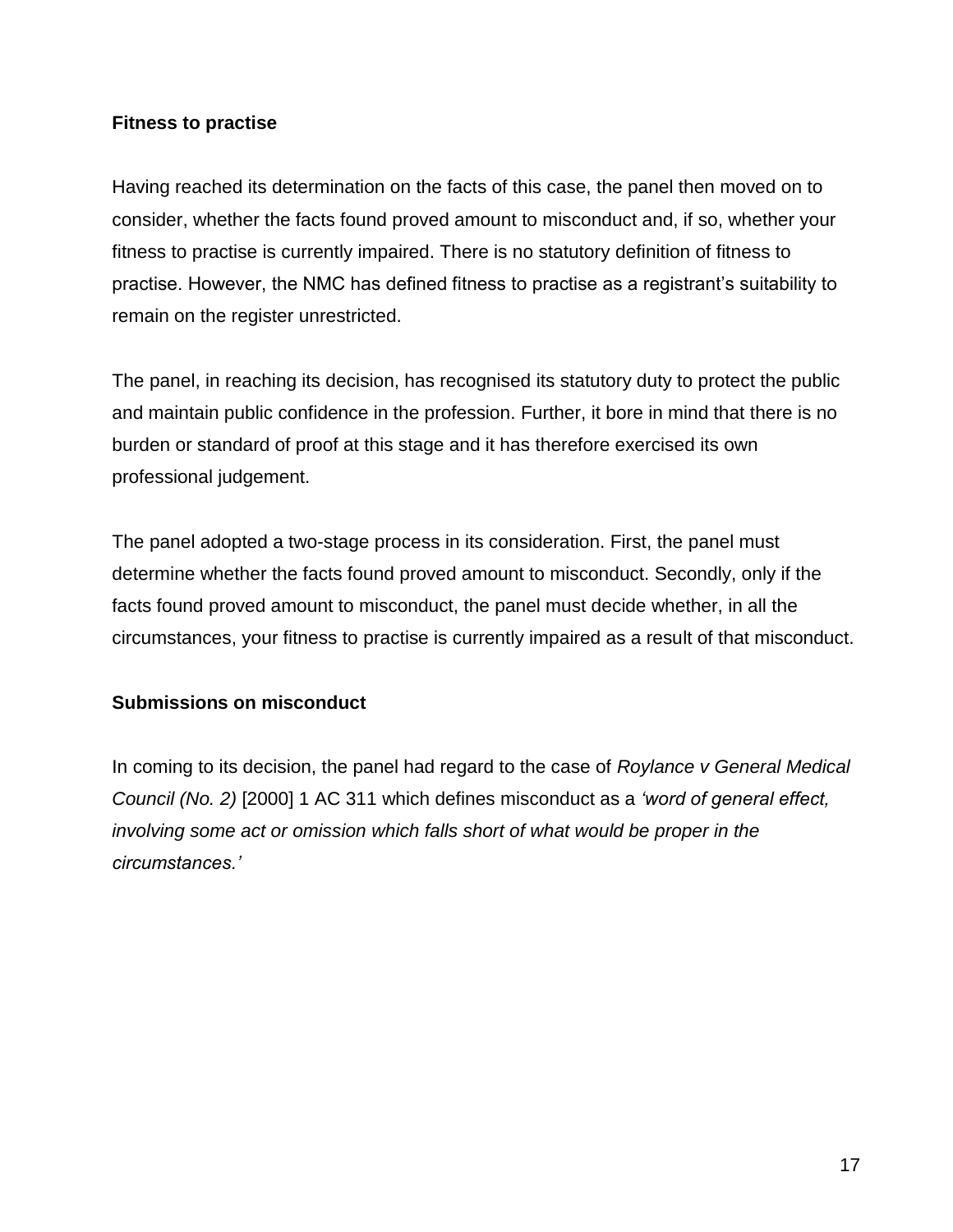**Fitness to practise**

Having reached its determination on the facts of this case, the panel then moved on to consider, whether the facts found proved amount to misconduct and, if so, whether your fitness to practise is currently impaired. There is no statutory definition of fitness to practise. However, the NMC has defined fitness to practise as a registrant's suitability to remain on the register unrestricted.

The panel, in reaching its decision, has recognised its statutory duty to protect the public and maintain public confidence in the profession. Further, it bore in mind that there is no burden or standard of proof at this stage and it has therefore exercised its own professional judgement.

The panel adopted a two-stage process in its consideration. First, the panel must determine whether the facts found proved amount to misconduct. Secondly, only if the facts found proved amount to misconduct, the panel must decide whether, in all the circumstances, your fitness to practise is currently impaired as a result of that misconduct.

**Submissions on misconduct**

In coming to its decision, the panel had regard to the case of *Roylance v General Medical Council (No. 2)* [2000] 1 AC 311 which defines misconduct as a *'word of general effect, involving some act or omission which falls short of what would be proper in the circumstances.'*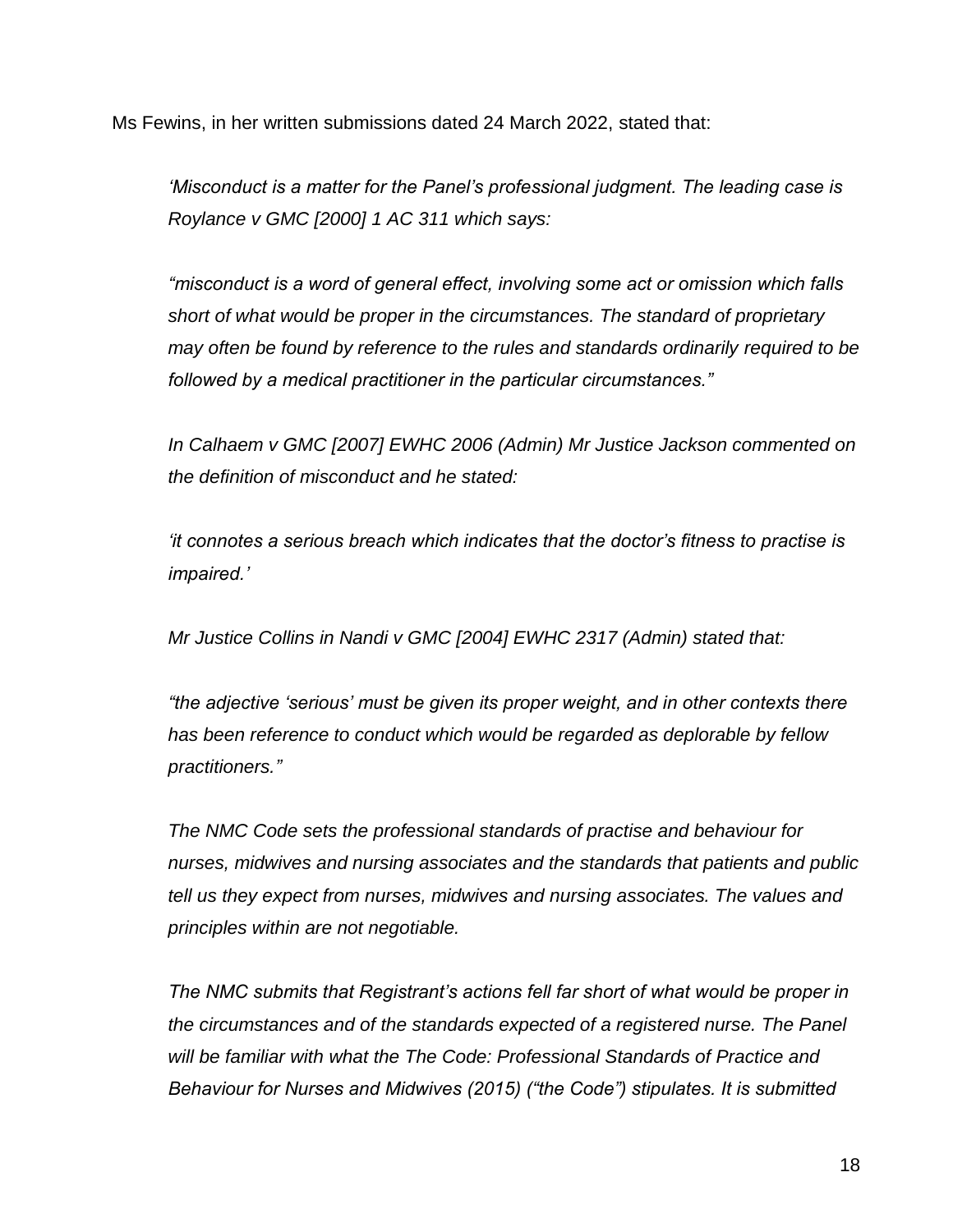Ms Fewins, in her written submissions dated 24 March 2022, stated that:

*'Misconduct is a matter for the Panel's professional judgment. The leading case is Roylance v GMC [2000] 1 AC 311 which says:*

*"misconduct is a word of general effect, involving some act or omission which falls short of what would be proper in the circumstances. The standard of proprietary may often be found by reference to the rules and standards ordinarily required to be followed by a medical practitioner in the particular circumstances."*

*In Calhaem v GMC [2007] EWHC 2006 (Admin) Mr Justice Jackson commented on the definition of misconduct and he stated:*

*'it connotes a serious breach which indicates that the doctor's fitness to practise is impaired.'*

*Mr Justice Collins in Nandi v GMC [2004] EWHC 2317 (Admin) stated that:*

*"the adjective 'serious' must be given its proper weight, and in other contexts there has been reference to conduct which would be regarded as deplorable by fellow practitioners."*

*The NMC Code sets the professional standards of practise and behaviour for nurses, midwives and nursing associates and the standards that patients and public tell us they expect from nurses, midwives and nursing associates. The values and principles within are not negotiable.*

*The NMC submits that Registrant's actions fell far short of what would be proper in the circumstances and of the standards expected of a registered nurse. The Panel will be familiar with what the The Code: Professional Standards of Practice and Behaviour for Nurses and Midwives (2015) ("the Code") stipulates. It is submitted*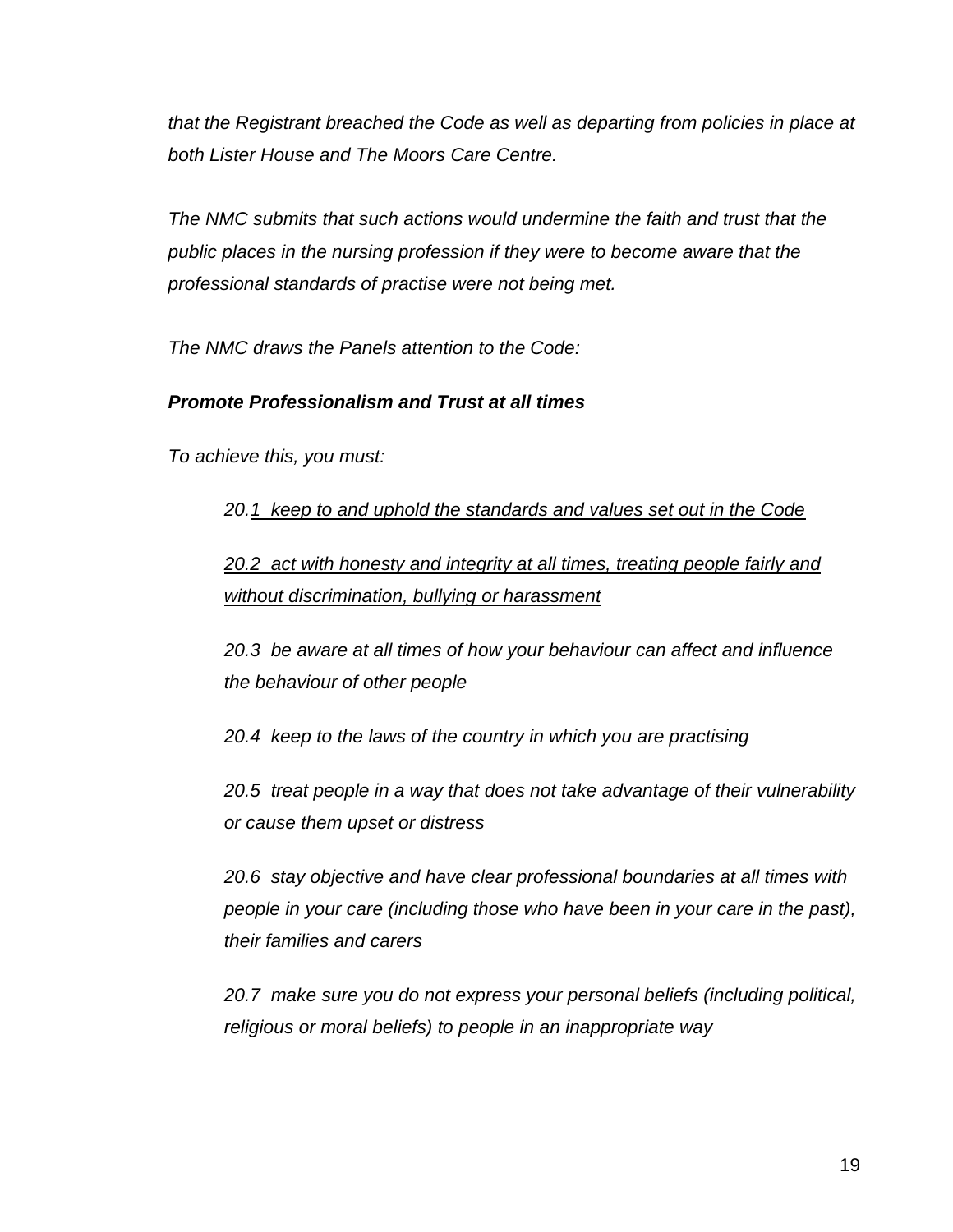*that the Registrant breached the Code as well as departing from policies in place at both Lister House and The Moors Care Centre.*

*The NMC submits that such actions would undermine the faith and trust that the public places in the nursing profession if they were to become aware that the professional standards of practise were not being met.*

*The NMC draws the Panels attention to the Code:*

***Promote Professionalism and Trust at all times***

*To achieve this, you must:*

> *20.<u>1 keep to and uphold the standards and values set out in the Code</u>*
>
> *<u>20.2 act with honesty and integrity at all times, treating people fairly and without discrimination, bullying or harassment</u>*
>
> *20.3 be aware at all times of how your behaviour can affect and influence the behaviour of other people*
>
> *20.4 keep to the laws of the country in which you are practising*
>
> *20.5 treat people in a way that does not take advantage of their vulnerability or cause them upset or distress*
>
> *20.6 stay objective and have clear professional boundaries at all times with people in your care (including those who have been in your care in the past), their families and carers*
>
> *20.7 make sure you do not express your personal beliefs (including political, religious or moral beliefs) to people in an inappropriate way*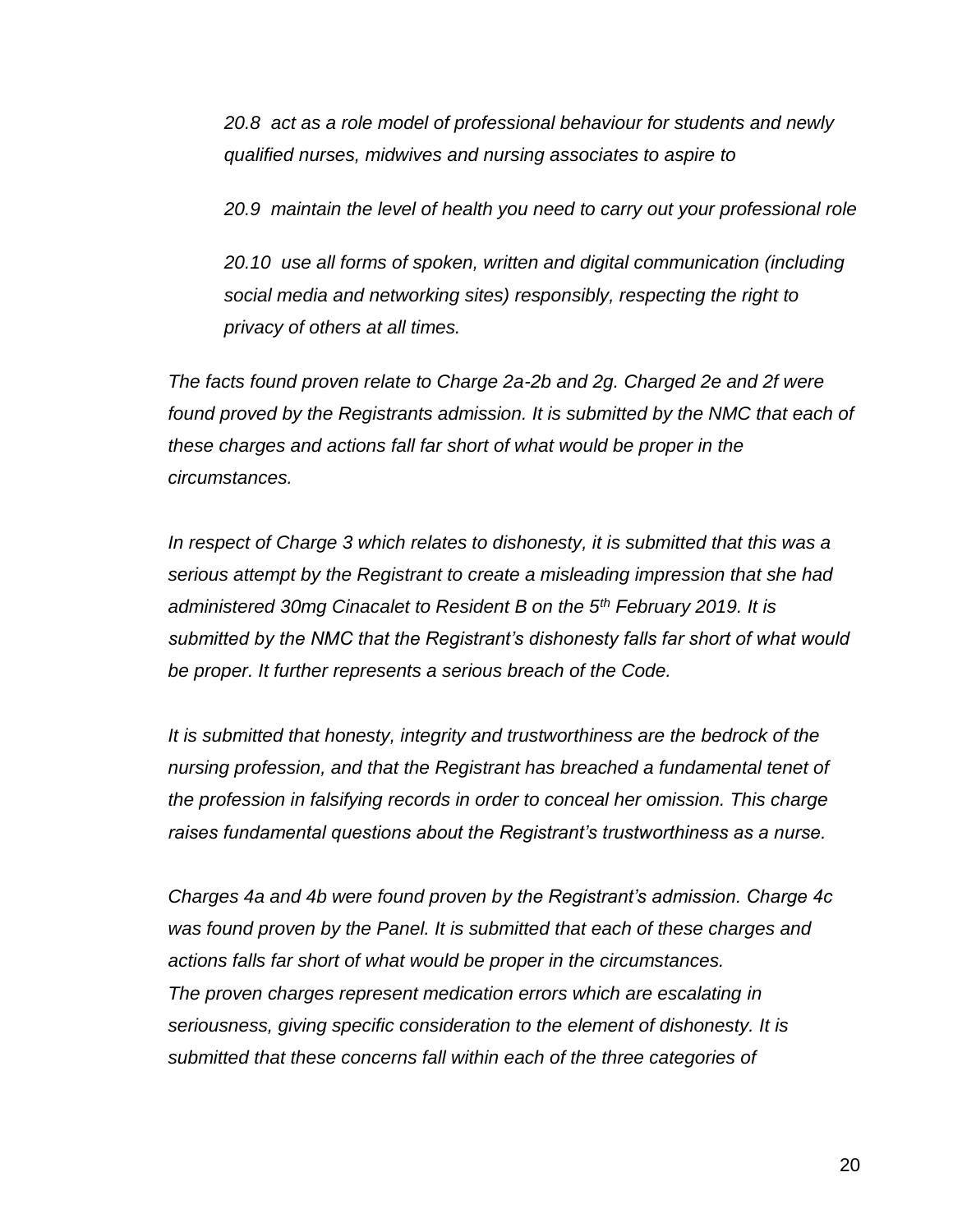*20.8 act as a role model of professional behaviour for students and newly qualified nurses, midwives and nursing associates to aspire to*

*20.9 maintain the level of health you need to carry out your professional role*

*20.10 use all forms of spoken, written and digital communication (including social media and networking sites) responsibly, respecting the right to privacy of others at all times.*

*The facts found proven relate to Charge 2a-2b and 2g. Charged 2e and 2f were found proved by the Registrants admission. It is submitted by the NMC that each of these charges and actions fall far short of what would be proper in the circumstances.*

*In respect of Charge 3 which relates to dishonesty, it is submitted that this was a serious attempt by the Registrant to create a misleading impression that she had administered 30mg Cinacalet to Resident B on the 5th February 2019. It is submitted by the NMC that the Registrant's dishonesty falls far short of what would be proper. It further represents a serious breach of the Code.*

*It is submitted that honesty, integrity and trustworthiness are the bedrock of the nursing profession, and that the Registrant has breached a fundamental tenet of the profession in falsifying records in order to conceal her omission. This charge raises fundamental questions about the Registrant's trustworthiness as a nurse.*

*Charges 4a and 4b were found proven by the Registrant's admission. Charge 4c was found proven by the Panel. It is submitted that each of these charges and actions falls far short of what would be proper in the circumstances.*
*The proven charges represent medication errors which are escalating in seriousness, giving specific consideration to the element of dishonesty. It is submitted that these concerns fall within each of the three categories of*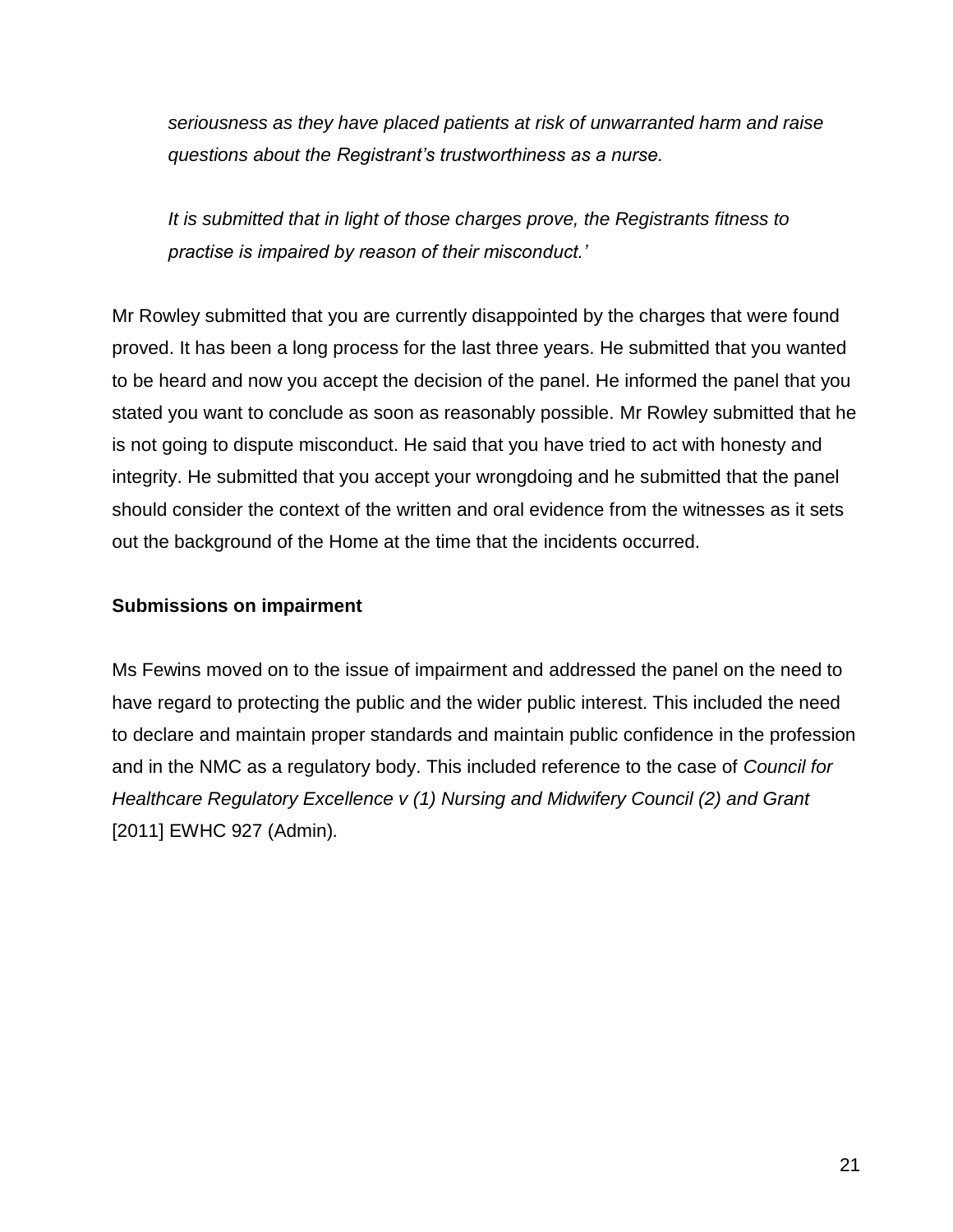*seriousness as they have placed patients at risk of unwarranted harm and raise questions about the Registrant's trustworthiness as a nurse.*

*It is submitted that in light of those charges prove, the Registrants fitness to practise is impaired by reason of their misconduct.'*

Mr Rowley submitted that you are currently disappointed by the charges that were found proved. It has been a long process for the last three years. He submitted that you wanted to be heard and now you accept the decision of the panel. He informed the panel that you stated you want to conclude as soon as reasonably possible. Mr Rowley submitted that he is not going to dispute misconduct. He said that you have tried to act with honesty and integrity. He submitted that you accept your wrongdoing and he submitted that the panel should consider the context of the written and oral evidence from the witnesses as it sets out the background of the Home at the time that the incidents occurred.

**Submissions on impairment**

Ms Fewins moved on to the issue of impairment and addressed the panel on the need to have regard to protecting the public and the wider public interest. This included the need to declare and maintain proper standards and maintain public confidence in the profession and in the NMC as a regulatory body. This included reference to the case of *Council for Healthcare Regulatory Excellence v (1) Nursing and Midwifery Council (2) and Grant* [2011] EWHC 927 (Admin).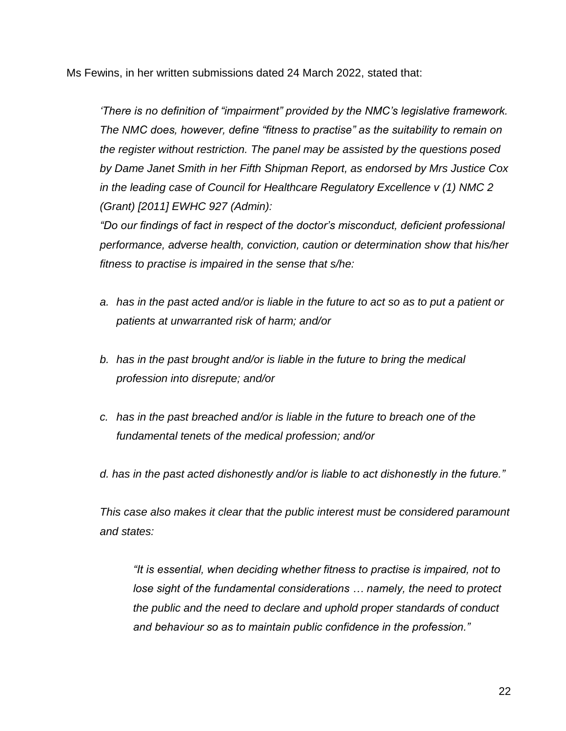Ms Fewins, in her written submissions dated 24 March 2022, stated that:

> *'There is no definition of "impairment" provided by the NMC's legislative framework. The NMC does, however, define "fitness to practise" as the suitability to remain on the register without restriction. The panel may be assisted by the questions posed by Dame Janet Smith in her Fifth Shipman Report, as endorsed by Mrs Justice Cox in the leading case of Council for Healthcare Regulatory Excellence v (1) NMC 2 (Grant) [2011] EWHC 927 (Admin):*
>
> *"Do our findings of fact in respect of the doctor's misconduct, deficient professional performance, adverse health, conviction, caution or determination show that his/her fitness to practise is impaired in the sense that s/he:*
>
> *a. has in the past acted and/or is liable in the future to act so as to put a patient or patients at unwarranted risk of harm; and/or*
>
> *b. has in the past brought and/or is liable in the future to bring the medical profession into disrepute; and/or*
>
> *c. has in the past breached and/or is liable in the future to breach one of the fundamental tenets of the medical profession; and/or*
>
> *d. has in the past acted dishonestly and/or is liable to act dishonestly in the future."*
>
> *This case also makes it clear that the public interest must be considered paramount and states:*
>
> > *"It is essential, when deciding whether fitness to practise is impaired, not to lose sight of the fundamental considerations … namely, the need to protect the public and the need to declare and uphold proper standards of conduct and behaviour so as to maintain public confidence in the profession."*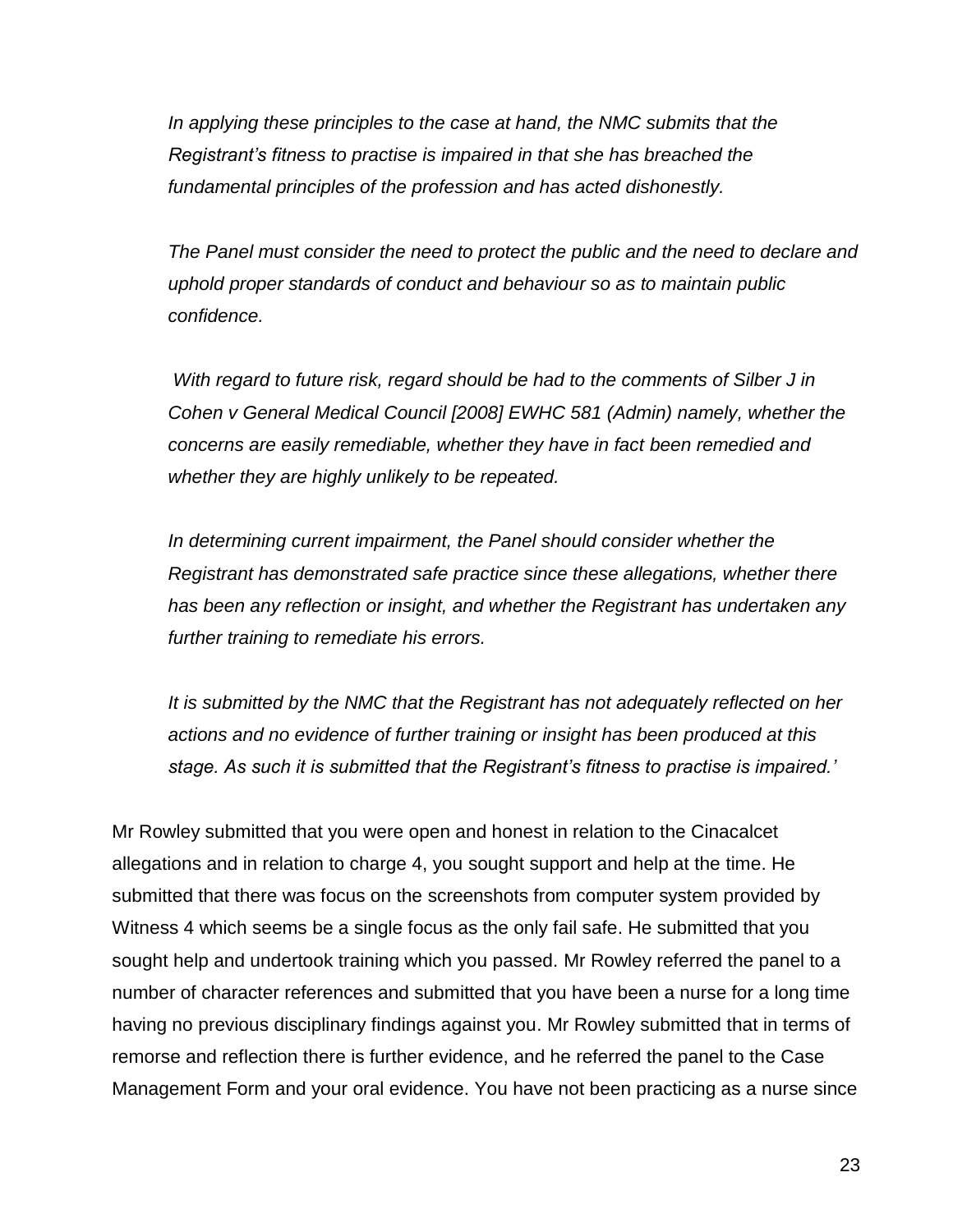*In applying these principles to the case at hand, the NMC submits that the Registrant's fitness to practise is impaired in that she has breached the fundamental principles of the profession and has acted dishonestly.*

*The Panel must consider the need to protect the public and the need to declare and uphold proper standards of conduct and behaviour so as to maintain public confidence.*

*With regard to future risk, regard should be had to the comments of Silber J in Cohen v General Medical Council [2008] EWHC 581 (Admin) namely, whether the concerns are easily remediable, whether they have in fact been remedied and whether they are highly unlikely to be repeated.*

*In determining current impairment, the Panel should consider whether the Registrant has demonstrated safe practice since these allegations, whether there has been any reflection or insight, and whether the Registrant has undertaken any further training to remediate his errors.*

*It is submitted by the NMC that the Registrant has not adequately reflected on her actions and no evidence of further training or insight has been produced at this stage. As such it is submitted that the Registrant's fitness to practise is impaired.'*

Mr Rowley submitted that you were open and honest in relation to the Cinacalcet allegations and in relation to charge 4, you sought support and help at the time. He submitted that there was focus on the screenshots from computer system provided by Witness 4 which seems be a single focus as the only fail safe. He submitted that you sought help and undertook training which you passed. Mr Rowley referred the panel to a number of character references and submitted that you have been a nurse for a long time having no previous disciplinary findings against you. Mr Rowley submitted that in terms of remorse and reflection there is further evidence, and he referred the panel to the Case Management Form and your oral evidence. You have not been practicing as a nurse since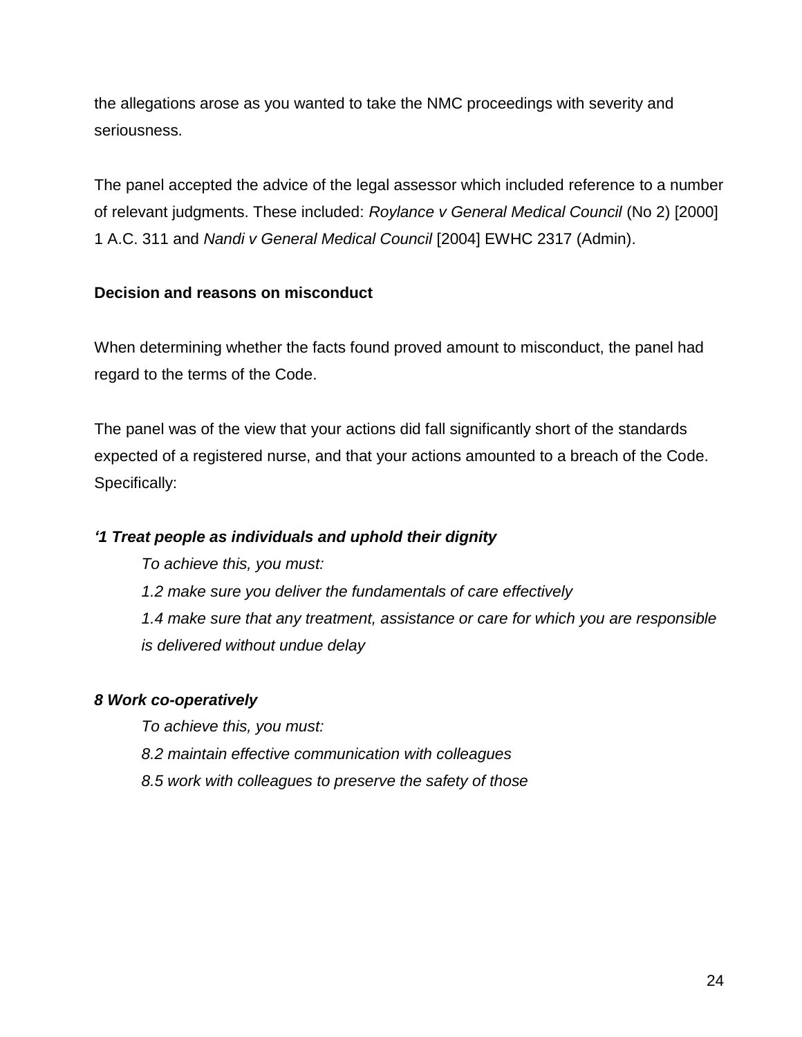the allegations arose as you wanted to take the NMC proceedings with severity and seriousness.

The panel accepted the advice of the legal assessor which included reference to a number of relevant judgments. These included: *Roylance v General Medical Council* (No 2) [2000] 1 A.C. 311 and *Nandi v General Medical Council* [2004] EWHC 2317 (Admin).

**Decision and reasons on misconduct**

When determining whether the facts found proved amount to misconduct, the panel had regard to the terms of the Code.

The panel was of the view that your actions did fall significantly short of the standards expected of a registered nurse, and that your actions amounted to a breach of the Code. Specifically:

***'1 Treat people as individuals and uphold their dignity***

> *To achieve this, you must:*
>
> *1.2 make sure you deliver the fundamentals of care effectively*
>
> *1.4 make sure that any treatment, assistance or care for which you are responsible is delivered without undue delay*

***8 Work co-operatively***

> *To achieve this, you must:*
>
> *8.2 maintain effective communication with colleagues*
>
> *8.5 work with colleagues to preserve the safety of those*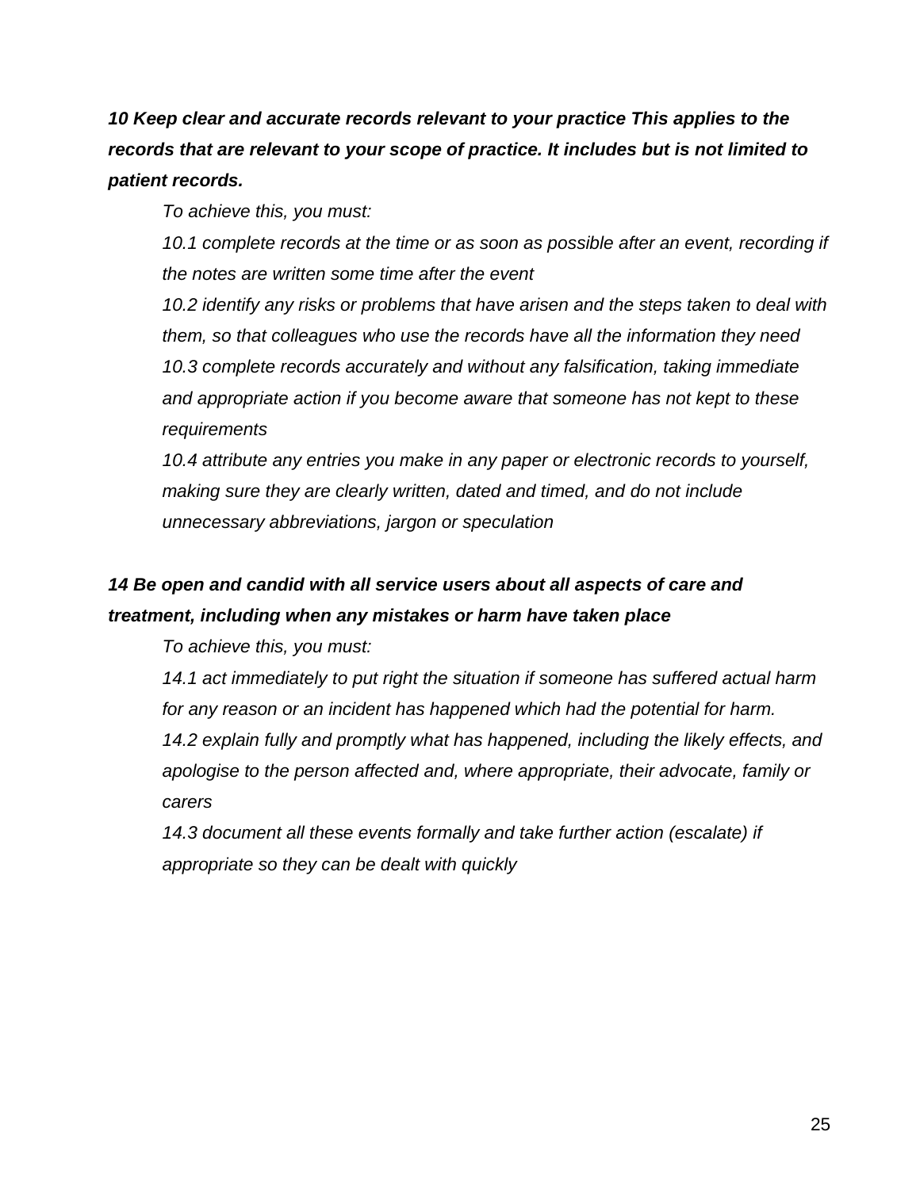***10 Keep clear and accurate records relevant to your practice This applies to the records that are relevant to your scope of practice. It includes but is not limited to patient records.***

*To achieve this, you must:*

*10.1 complete records at the time or as soon as possible after an event, recording if the notes are written some time after the event*

*10.2 identify any risks or problems that have arisen and the steps taken to deal with them, so that colleagues who use the records have all the information they need*

*10.3 complete records accurately and without any falsification, taking immediate and appropriate action if you become aware that someone has not kept to these requirements*

*10.4 attribute any entries you make in any paper or electronic records to yourself, making sure they are clearly written, dated and timed, and do not include unnecessary abbreviations, jargon or speculation*

***14 Be open and candid with all service users about all aspects of care and treatment, including when any mistakes or harm have taken place***

*To achieve this, you must:*

*14.1 act immediately to put right the situation if someone has suffered actual harm for any reason or an incident has happened which had the potential for harm.*

*14.2 explain fully and promptly what has happened, including the likely effects, and apologise to the person affected and, where appropriate, their advocate, family or carers*

*14.3 document all these events formally and take further action (escalate) if appropriate so they can be dealt with quickly*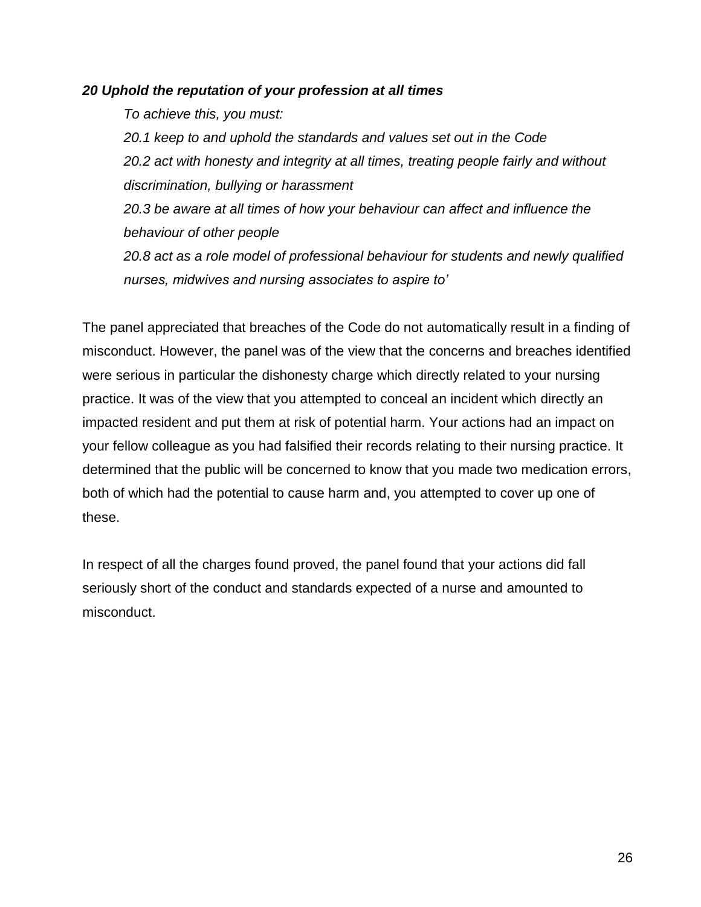***20 Uphold the reputation of your profession at all times***

*To achieve this, you must:*

*20.1 keep to and uphold the standards and values set out in the Code*

*20.2 act with honesty and integrity at all times, treating people fairly and without discrimination, bullying or harassment*

*20.3 be aware at all times of how your behaviour can affect and influence the behaviour of other people*

*20.8 act as a role model of professional behaviour for students and newly qualified nurses, midwives and nursing associates to aspire to'*

The panel appreciated that breaches of the Code do not automatically result in a finding of misconduct. However, the panel was of the view that the concerns and breaches identified were serious in particular the dishonesty charge which directly related to your nursing practice. It was of the view that you attempted to conceal an incident which directly an impacted resident and put them at risk of potential harm. Your actions had an impact on your fellow colleague as you had falsified their records relating to their nursing practice. It determined that the public will be concerned to know that you made two medication errors, both of which had the potential to cause harm and, you attempted to cover up one of these.

In respect of all the charges found proved, the panel found that your actions did fall seriously short of the conduct and standards expected of a nurse and amounted to misconduct.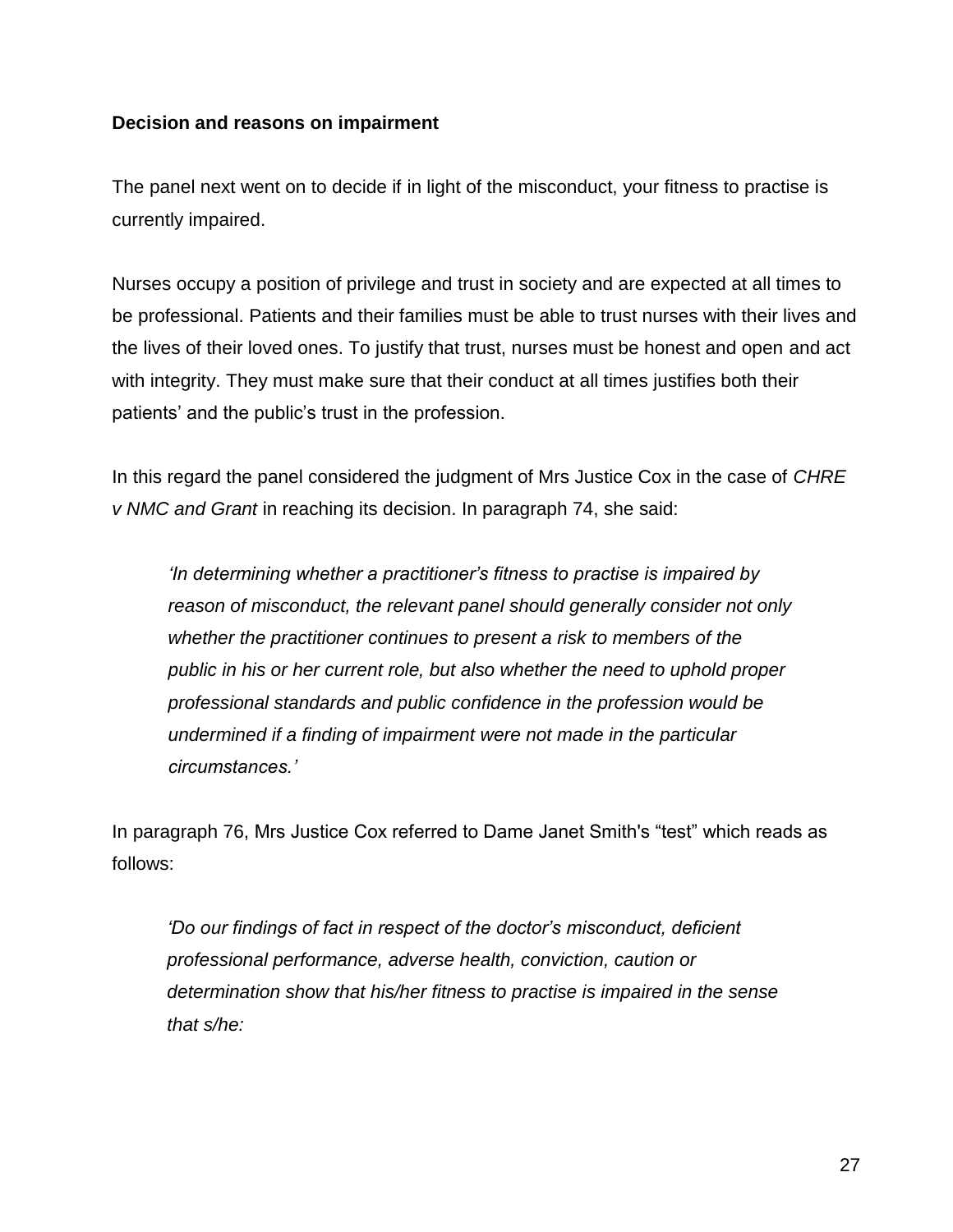**Decision and reasons on impairment**

The panel next went on to decide if in light of the misconduct, your fitness to practise is currently impaired.

Nurses occupy a position of privilege and trust in society and are expected at all times to be professional. Patients and their families must be able to trust nurses with their lives and the lives of their loved ones. To justify that trust, nurses must be honest and open and act with integrity. They must make sure that their conduct at all times justifies both their patients' and the public's trust in the profession.

In this regard the panel considered the judgment of Mrs Justice Cox in the case of *CHRE v NMC and Grant* in reaching its decision. In paragraph 74, she said:

> *'In determining whether a practitioner's fitness to practise is impaired by reason of misconduct, the relevant panel should generally consider not only whether the practitioner continues to present a risk to members of the public in his or her current role, but also whether the need to uphold proper professional standards and public confidence in the profession would be undermined if a finding of impairment were not made in the particular circumstances.'*

In paragraph 76, Mrs Justice Cox referred to Dame Janet Smith's "test" which reads as follows:

> *'Do our findings of fact in respect of the doctor's misconduct, deficient professional performance, adverse health, conviction, caution or determination show that his/her fitness to practise is impaired in the sense that s/he:*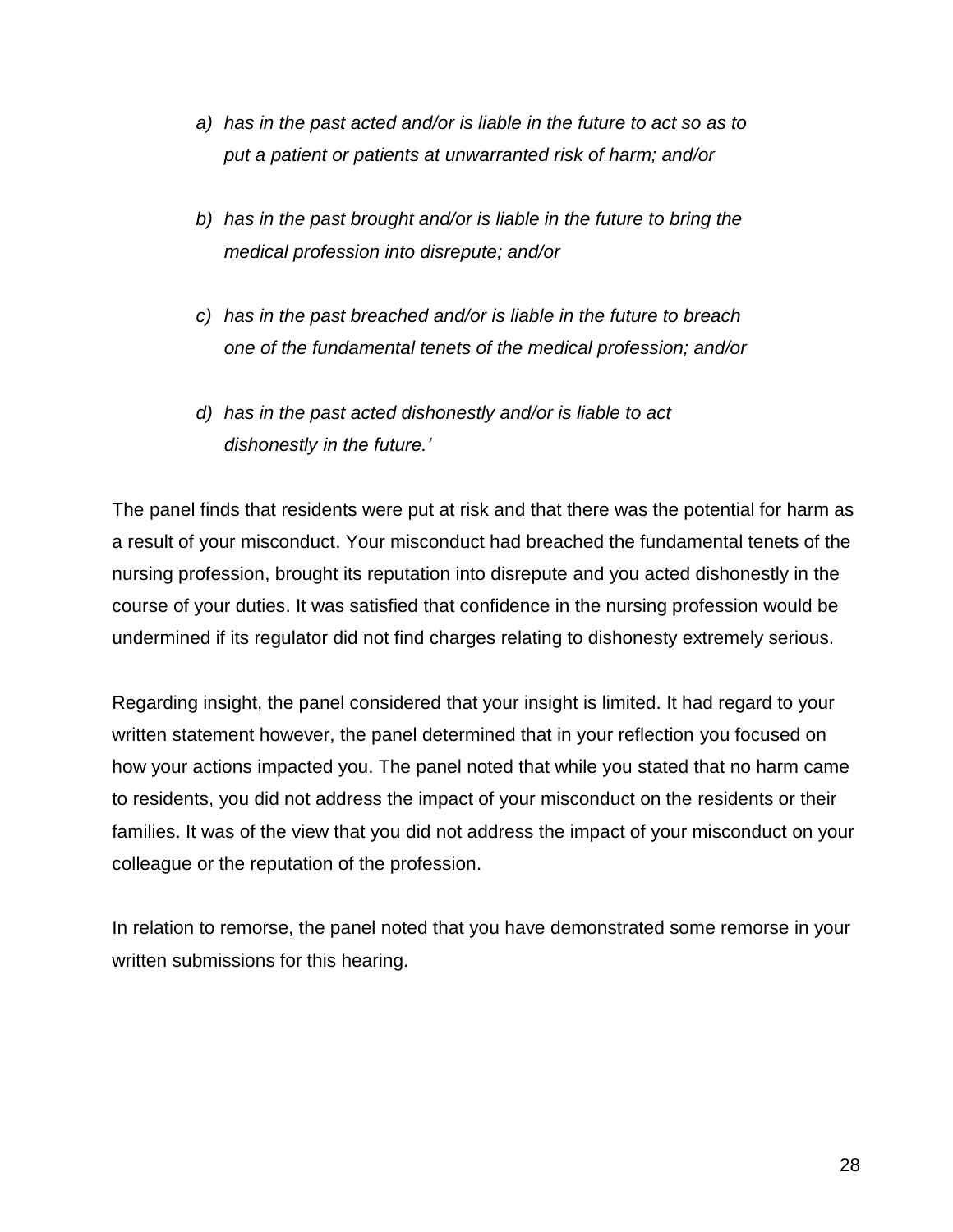> a) *has in the past acted and/or is liable in the future to act so as to put a patient or patients at unwarranted risk of harm; and/or*
>
> b) *has in the past brought and/or is liable in the future to bring the medical profession into disrepute; and/or*
>
> c) *has in the past breached and/or is liable in the future to breach one of the fundamental tenets of the medical profession; and/or*
>
> d) *has in the past acted dishonestly and/or is liable to act dishonestly in the future.'*

The panel finds that residents were put at risk and that there was the potential for harm as a result of your misconduct. Your misconduct had breached the fundamental tenets of the nursing profession, brought its reputation into disrepute and you acted dishonestly in the course of your duties. It was satisfied that confidence in the nursing profession would be undermined if its regulator did not find charges relating to dishonesty extremely serious.

Regarding insight, the panel considered that your insight is limited. It had regard to your written statement however, the panel determined that in your reflection you focused on how your actions impacted you. The panel noted that while you stated that no harm came to residents, you did not address the impact of your misconduct on the residents or their families. It was of the view that you did not address the impact of your misconduct on your colleague or the reputation of the profession.

In relation to remorse, the panel noted that you have demonstrated some remorse in your written submissions for this hearing.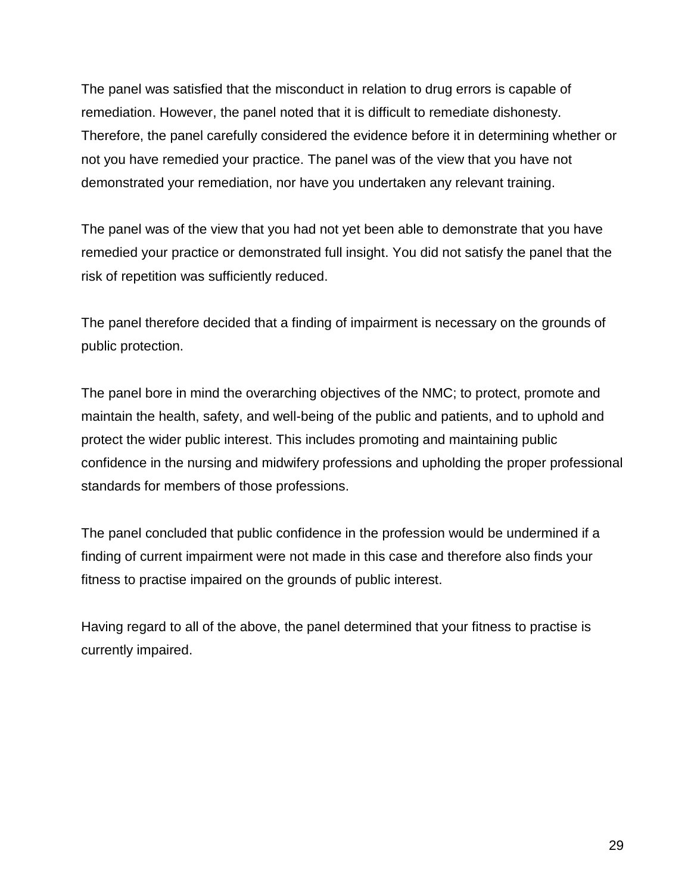The panel was satisfied that the misconduct in relation to drug errors is capable of remediation. However, the panel noted that it is difficult to remediate dishonesty. Therefore, the panel carefully considered the evidence before it in determining whether or not you have remedied your practice. The panel was of the view that you have not demonstrated your remediation, nor have you undertaken any relevant training.

The panel was of the view that you had not yet been able to demonstrate that you have remedied your practice or demonstrated full insight. You did not satisfy the panel that the risk of repetition was sufficiently reduced.

The panel therefore decided that a finding of impairment is necessary on the grounds of public protection.

The panel bore in mind the overarching objectives of the NMC; to protect, promote and maintain the health, safety, and well-being of the public and patients, and to uphold and protect the wider public interest. This includes promoting and maintaining public confidence in the nursing and midwifery professions and upholding the proper professional standards for members of those professions.

The panel concluded that public confidence in the profession would be undermined if a finding of current impairment were not made in this case and therefore also finds your fitness to practise impaired on the grounds of public interest.

Having regard to all of the above, the panel determined that your fitness to practise is currently impaired.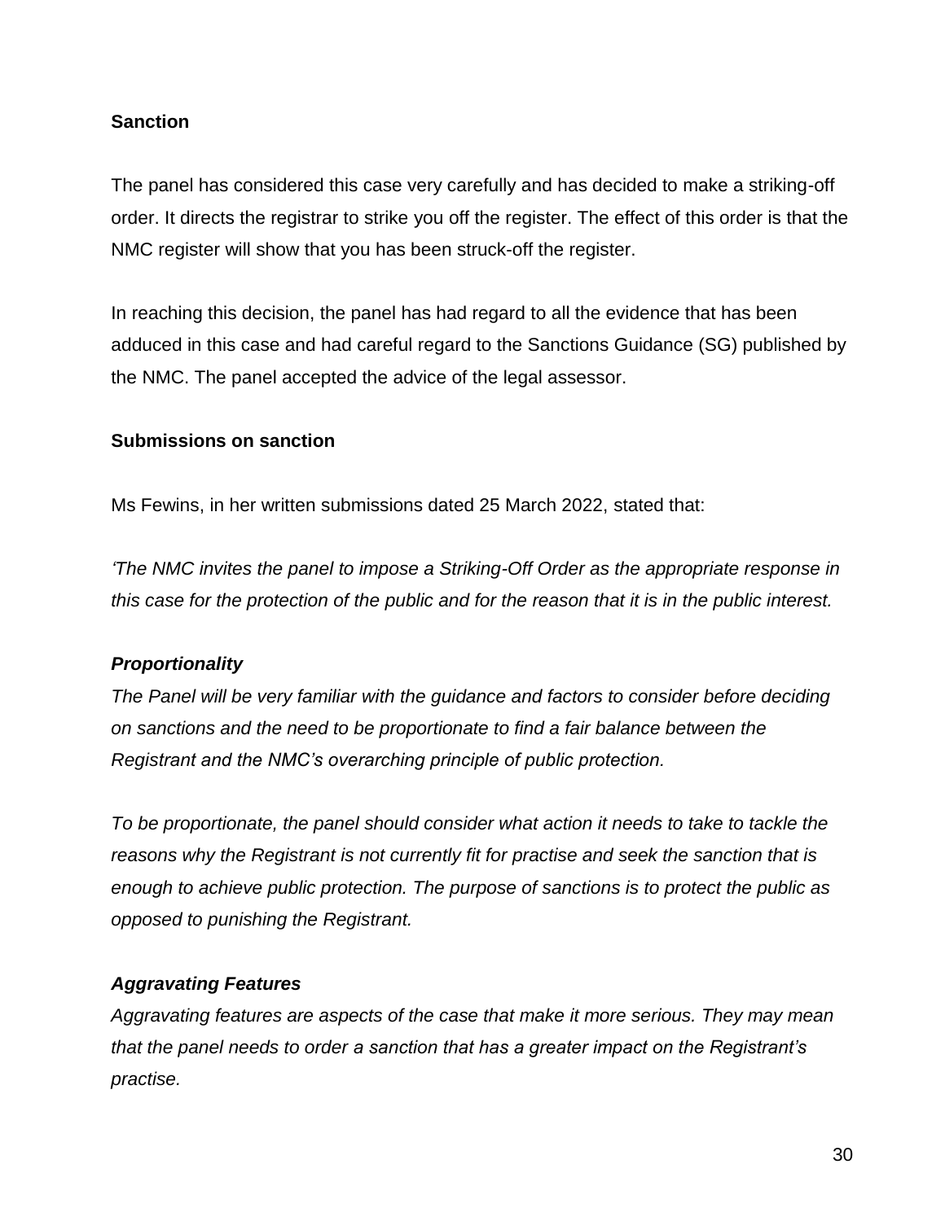**Sanction**

The panel has considered this case very carefully and has decided to make a striking-off order. It directs the registrar to strike you off the register. The effect of this order is that the NMC register will show that you has been struck-off the register.

In reaching this decision, the panel has had regard to all the evidence that has been adduced in this case and had careful regard to the Sanctions Guidance (SG) published by the NMC. The panel accepted the advice of the legal assessor.

**Submissions on sanction**

Ms Fewins, in her written submissions dated 25 March 2022, stated that:

*'The NMC invites the panel to impose a Striking-Off Order as the appropriate response in this case for the protection of the public and for the reason that it is in the public interest.*

***Proportionality***

*The Panel will be very familiar with the guidance and factors to consider before deciding on sanctions and the need to be proportionate to find a fair balance between the Registrant and the NMC's overarching principle of public protection.*

*To be proportionate, the panel should consider what action it needs to take to tackle the reasons why the Registrant is not currently fit for practise and seek the sanction that is enough to achieve public protection. The purpose of sanctions is to protect the public as opposed to punishing the Registrant.*

***Aggravating Features***

*Aggravating features are aspects of the case that make it more serious. They may mean that the panel needs to order a sanction that has a greater impact on the Registrant's practise.*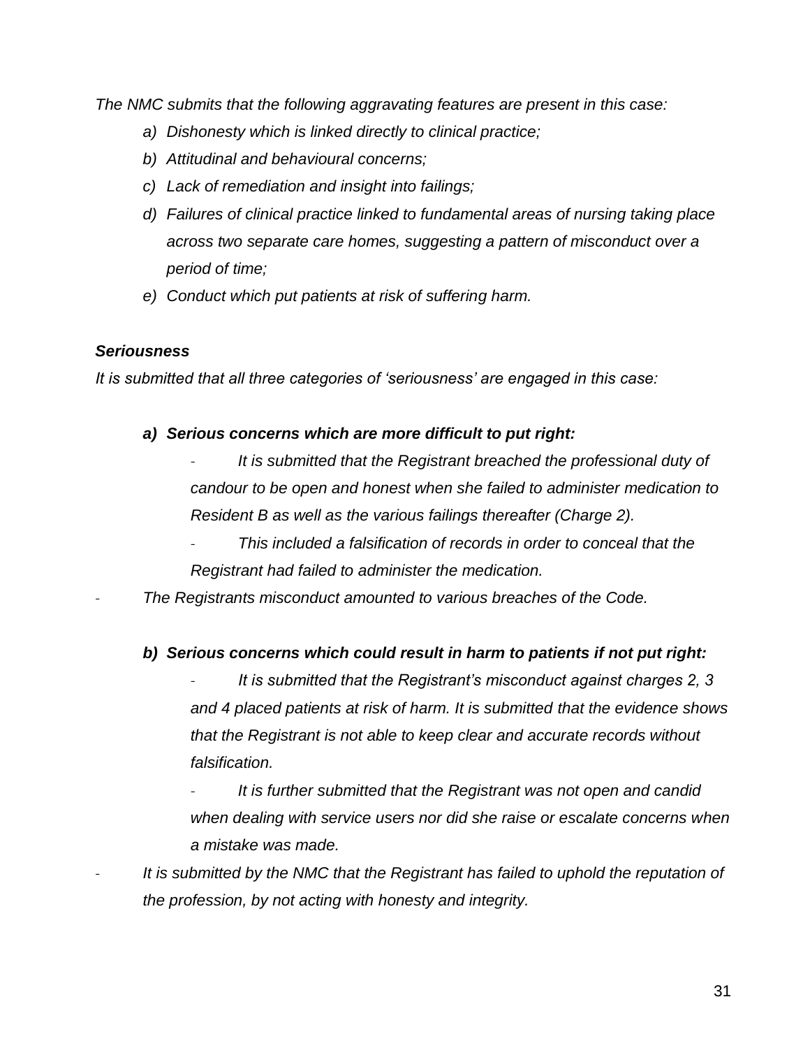*The NMC submits that the following aggravating features are present in this case:*

- *a) Dishonesty which is linked directly to clinical practice;*
- *b) Attitudinal and behavioural concerns;*
- *c) Lack of remediation and insight into failings;*
- *d) Failures of clinical practice linked to fundamental areas of nursing taking place across two separate care homes, suggesting a pattern of misconduct over a period of time;*
- *e) Conduct which put patients at risk of suffering harm.*

***Seriousness***

*It is submitted that all three categories of 'seriousness' are engaged in this case:*

***a) Serious concerns which are more difficult to put right:***

- *It is submitted that the Registrant breached the professional duty of candour to be open and honest when she failed to administer medication to Resident B as well as the various failings thereafter (Charge 2).*
- *This included a falsification of records in order to conceal that the Registrant had failed to administer the medication.*

- *The Registrants misconduct amounted to various breaches of the Code.*

***b) Serious concerns which could result in harm to patients if not put right:***

- *It is submitted that the Registrant's misconduct against charges 2, 3 and 4 placed patients at risk of harm. It is submitted that the evidence shows that the Registrant is not able to keep clear and accurate records without falsification.*
- *It is further submitted that the Registrant was not open and candid when dealing with service users nor did she raise or escalate concerns when a mistake was made.*

- *It is submitted by the NMC that the Registrant has failed to uphold the reputation of the profession, by not acting with honesty and integrity.*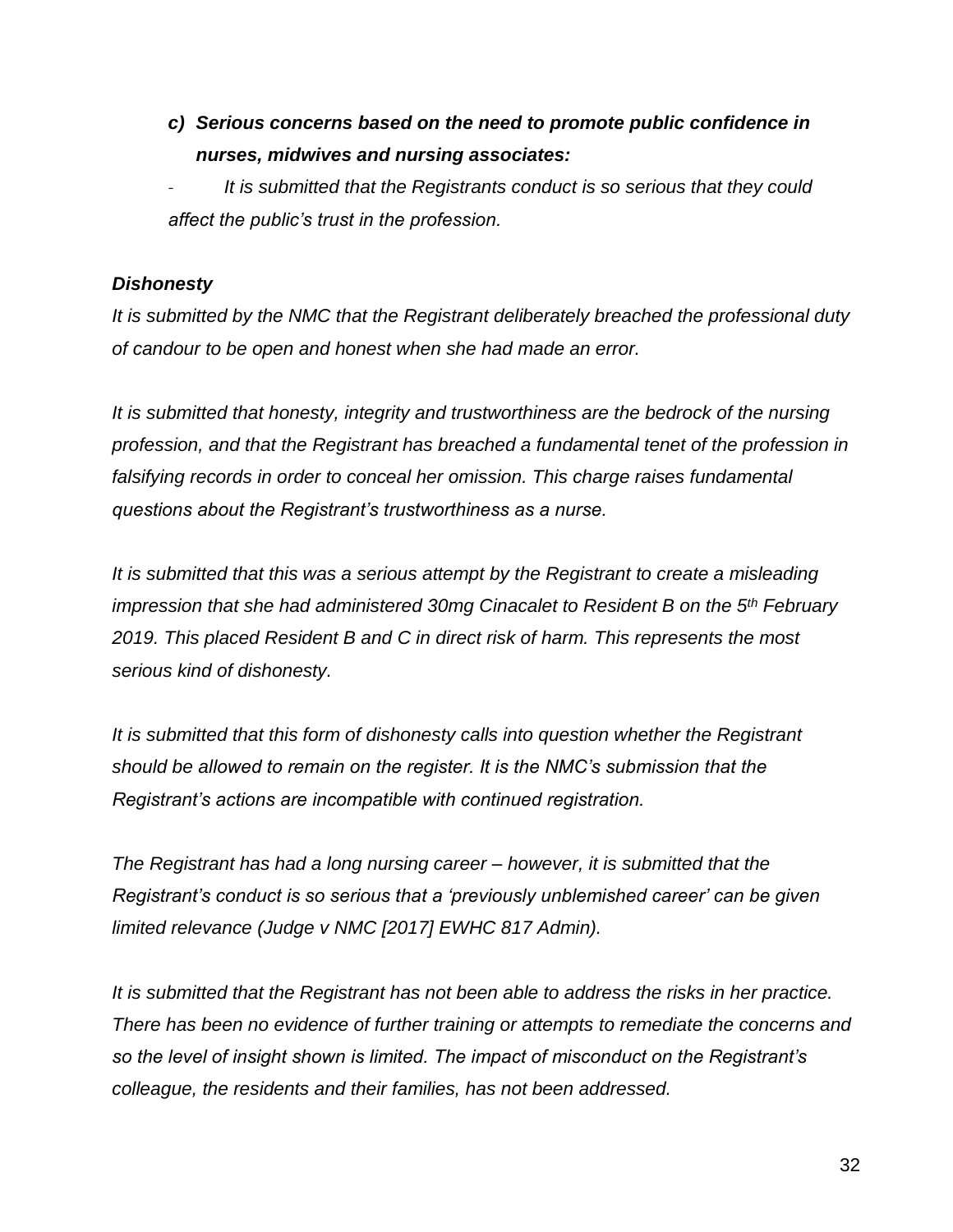*c)* ***Serious concerns based on the need to promote public confidence in nurses, midwives and nursing associates:***

- *It is submitted that the Registrants conduct is so serious that they could affect the public's trust in the profession.*

***Dishonesty***

*It is submitted by the NMC that the Registrant deliberately breached the professional duty of candour to be open and honest when she had made an error.*

*It is submitted that honesty, integrity and trustworthiness are the bedrock of the nursing profession, and that the Registrant has breached a fundamental tenet of the profession in falsifying records in order to conceal her omission. This charge raises fundamental questions about the Registrant's trustworthiness as a nurse.*

*It is submitted that this was a serious attempt by the Registrant to create a misleading impression that she had administered 30mg Cinacalet to Resident B on the 5th February 2019. This placed Resident B and C in direct risk of harm. This represents the most serious kind of dishonesty.*

*It is submitted that this form of dishonesty calls into question whether the Registrant should be allowed to remain on the register. It is the NMC's submission that the Registrant's actions are incompatible with continued registration.*

*The Registrant has had a long nursing career – however, it is submitted that the Registrant's conduct is so serious that a 'previously unblemished career' can be given limited relevance (Judge v NMC [2017] EWHC 817 Admin).*

*It is submitted that the Registrant has not been able to address the risks in her practice. There has been no evidence of further training or attempts to remediate the concerns and so the level of insight shown is limited. The impact of misconduct on the Registrant's colleague, the residents and their families, has not been addressed.*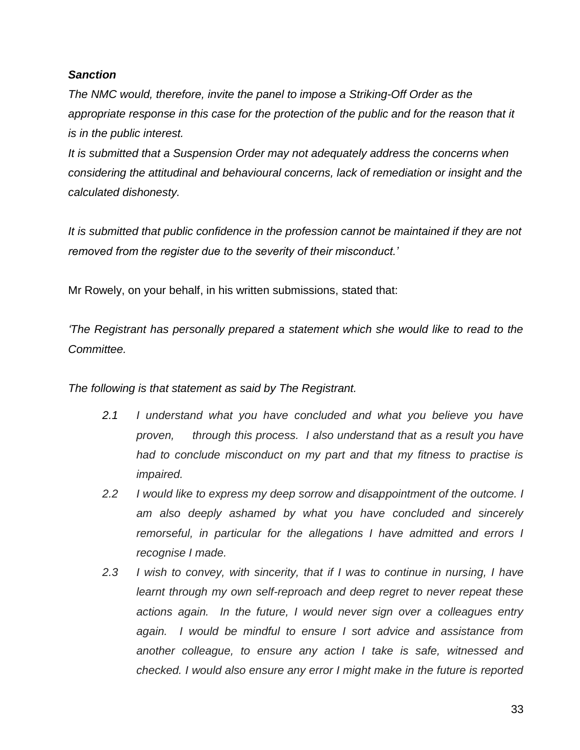***Sanction***

*The NMC would, therefore, invite the panel to impose a Striking-Off Order as the appropriate response in this case for the protection of the public and for the reason that it is in the public interest.*

*It is submitted that a Suspension Order may not adequately address the concerns when considering the attitudinal and behavioural concerns, lack of remediation or insight and the calculated dishonesty.*

*It is submitted that public confidence in the profession cannot be maintained if they are not removed from the register due to the severity of their misconduct.'*

Mr Rowely, on your behalf, in his written submissions, stated that:

*'The Registrant has personally prepared a statement which she would like to read to the Committee.*

*The following is that statement as said by The Registrant.*

- *2.1 I understand what you have concluded and what you believe you have proven, through this process. I also understand that as a result you have had to conclude misconduct on my part and that my fitness to practise is impaired.*
- *2.2 I would like to express my deep sorrow and disappointment of the outcome. I am also deeply ashamed by what you have concluded and sincerely remorseful, in particular for the allegations I have admitted and errors I recognise I made.*
- *2.3 I wish to convey, with sincerity, that if I was to continue in nursing, I have learnt through my own self-reproach and deep regret to never repeat these actions again. In the future, I would never sign over a colleagues entry again. I would be mindful to ensure I sort advice and assistance from another colleague, to ensure any action I take is safe, witnessed and checked. I would also ensure any error I might make in the future is reported*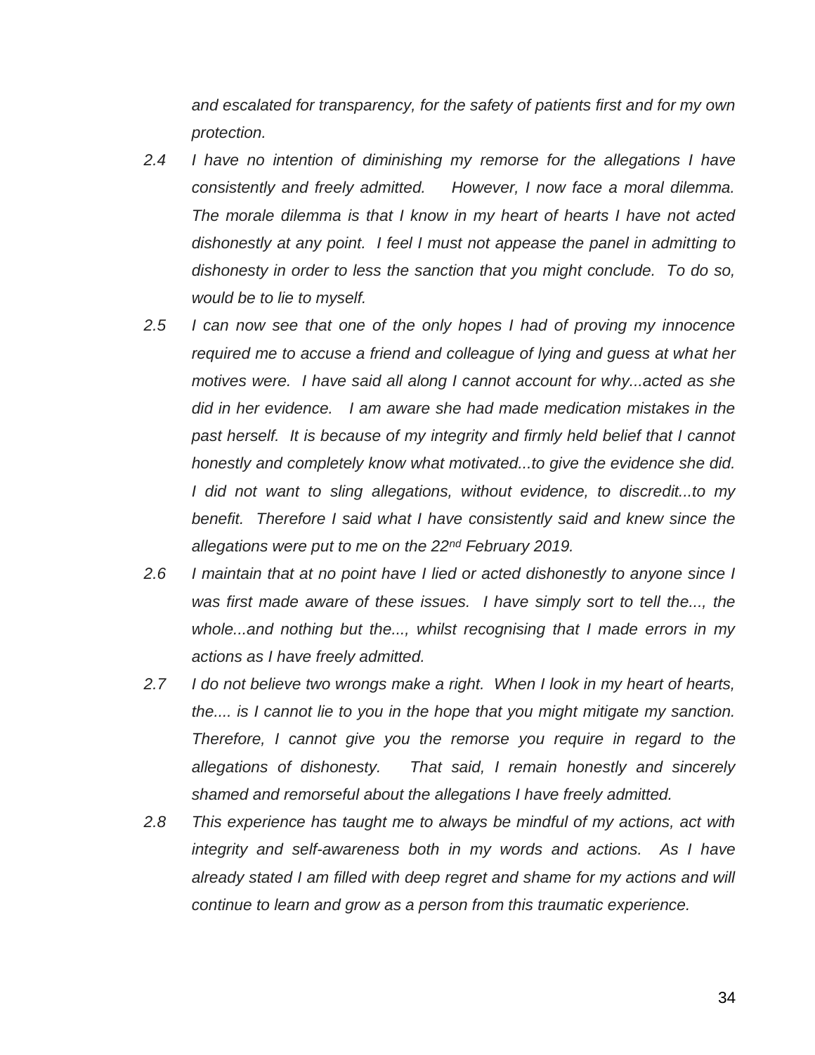*and escalated for transparency, for the safety of patients first and for my own protection.*

2.4 *I have no intention of diminishing my remorse for the allegations I have consistently and freely admitted. However, I now face a moral dilemma. The morale dilemma is that I know in my heart of hearts I have not acted dishonestly at any point. I feel I must not appease the panel in admitting to dishonesty in order to less the sanction that you might conclude. To do so, would be to lie to myself.*

2.5 *I can now see that one of the only hopes I had of proving my innocence required me to accuse a friend and colleague of lying and guess at what her motives were. I have said all along I cannot account for why...acted as she did in her evidence. I am aware she had made medication mistakes in the past herself. It is because of my integrity and firmly held belief that I cannot honestly and completely know what motivated...to give the evidence she did. I did not want to sling allegations, without evidence, to discredit...to my benefit. Therefore I said what I have consistently said and knew since the allegations were put to me on the 22nd February 2019.*

2.6 *I maintain that at no point have I lied or acted dishonestly to anyone since I was first made aware of these issues. I have simply sort to tell the..., the whole...and nothing but the..., whilst recognising that I made errors in my actions as I have freely admitted.*

2.7 *I do not believe two wrongs make a right. When I look in my heart of hearts, the.... is I cannot lie to you in the hope that you might mitigate my sanction. Therefore, I cannot give you the remorse you require in regard to the allegations of dishonesty. That said, I remain honestly and sincerely shamed and remorseful about the allegations I have freely admitted.*

2.8 *This experience has taught me to always be mindful of my actions, act with integrity and self-awareness both in my words and actions. As I have already stated I am filled with deep regret and shame for my actions and will continue to learn and grow as a person from this traumatic experience.*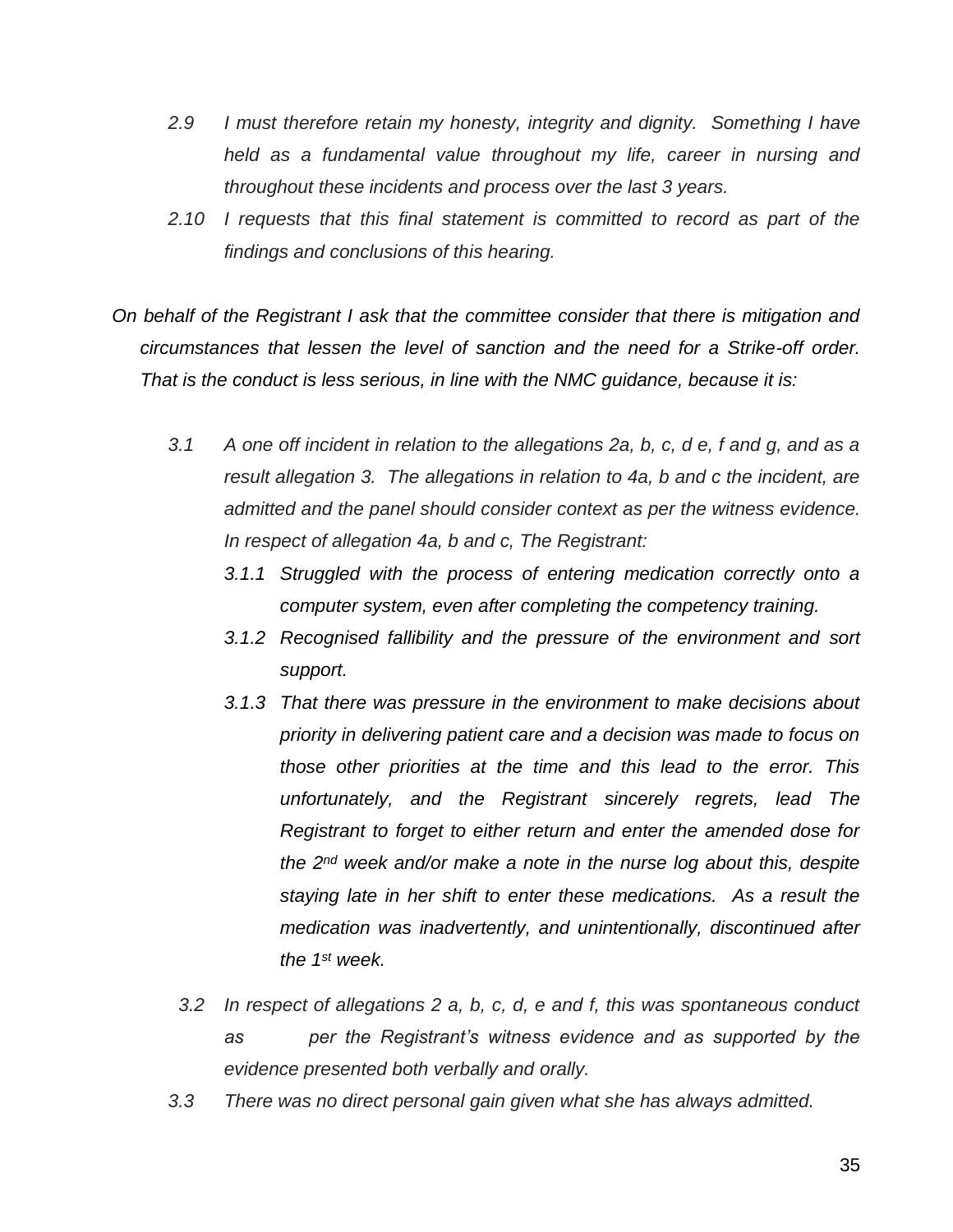*2.9 I must therefore retain my honesty, integrity and dignity. Something I have held as a fundamental value throughout my life, career in nursing and throughout these incidents and process over the last 3 years.*

*2.10 I requests that this final statement is committed to record as part of the findings and conclusions of this hearing.*

*On behalf of the Registrant I ask that the committee consider that there is mitigation and circumstances that lessen the level of sanction and the need for a Strike-off order. That is the conduct is less serious, in line with the NMC guidance, because it is:*

*3.1 A one off incident in relation to the allegations 2a, b, c, d e, f and g, and as a result allegation 3. The allegations in relation to 4a, b and c the incident, are admitted and the panel should consider context as per the witness evidence. In respect of allegation 4a, b and c, The Registrant:*

*3.1.1 Struggled with the process of entering medication correctly onto a computer system, even after completing the competency training.*

*3.1.2 Recognised fallibility and the pressure of the environment and sort support.*

*3.1.3 That there was pressure in the environment to make decisions about priority in delivering patient care and a decision was made to focus on those other priorities at the time and this lead to the error. This unfortunately, and the Registrant sincerely regrets, lead The Registrant to forget to either return and enter the amended dose for the 2nd week and/or make a note in the nurse log about this, despite staying late in her shift to enter these medications. As a result the medication was inadvertently, and unintentionally, discontinued after the 1st week.*

*3.2 In respect of allegations 2 a, b, c, d, e and f, this was spontaneous conduct as per the Registrant's witness evidence and as supported by the evidence presented both verbally and orally.*

*3.3 There was no direct personal gain given what she has always admitted.*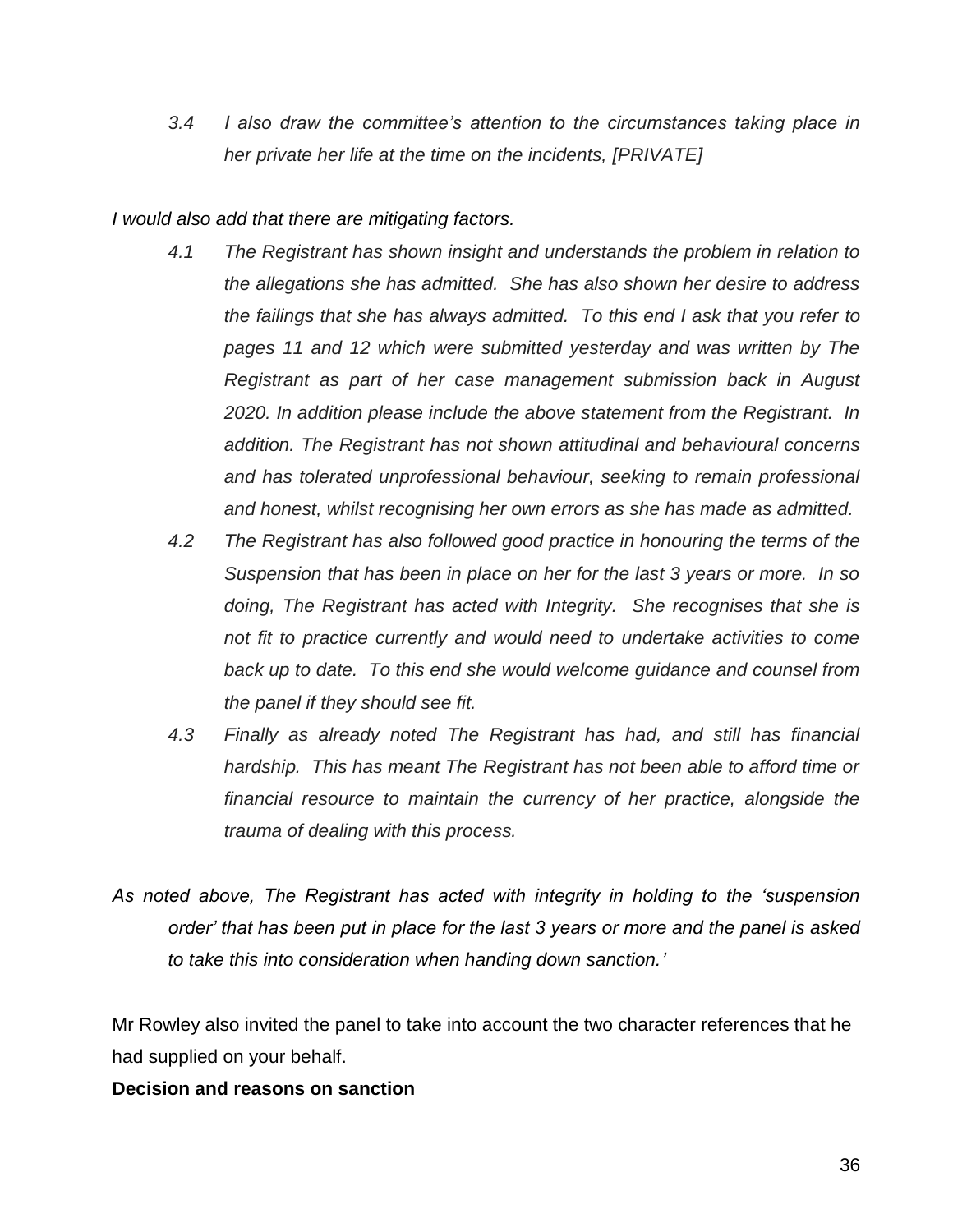*3.4 I also draw the committee's attention to the circumstances taking place in her private her life at the time on the incidents, [PRIVATE]*

*I would also add that there are mitigating factors.*

*4.1 The Registrant has shown insight and understands the problem in relation to the allegations she has admitted. She has also shown her desire to address the failings that she has always admitted. To this end I ask that you refer to pages 11 and 12 which were submitted yesterday and was written by The Registrant as part of her case management submission back in August 2020. In addition please include the above statement from the Registrant. In addition. The Registrant has not shown attitudinal and behavioural concerns and has tolerated unprofessional behaviour, seeking to remain professional and honest, whilst recognising her own errors as she has made as admitted.*

*4.2 The Registrant has also followed good practice in honouring the terms of the Suspension that has been in place on her for the last 3 years or more. In so doing, The Registrant has acted with Integrity. She recognises that she is not fit to practice currently and would need to undertake activities to come back up to date. To this end she would welcome guidance and counsel from the panel if they should see fit.*

*4.3 Finally as already noted The Registrant has had, and still has financial hardship. This has meant The Registrant has not been able to afford time or financial resource to maintain the currency of her practice, alongside the trauma of dealing with this process.*

*As noted above, The Registrant has acted with integrity in holding to the 'suspension order' that has been put in place for the last 3 years or more and the panel is asked to take this into consideration when handing down sanction.'*

Mr Rowley also invited the panel to take into account the two character references that he had supplied on your behalf.

**Decision and reasons on sanction**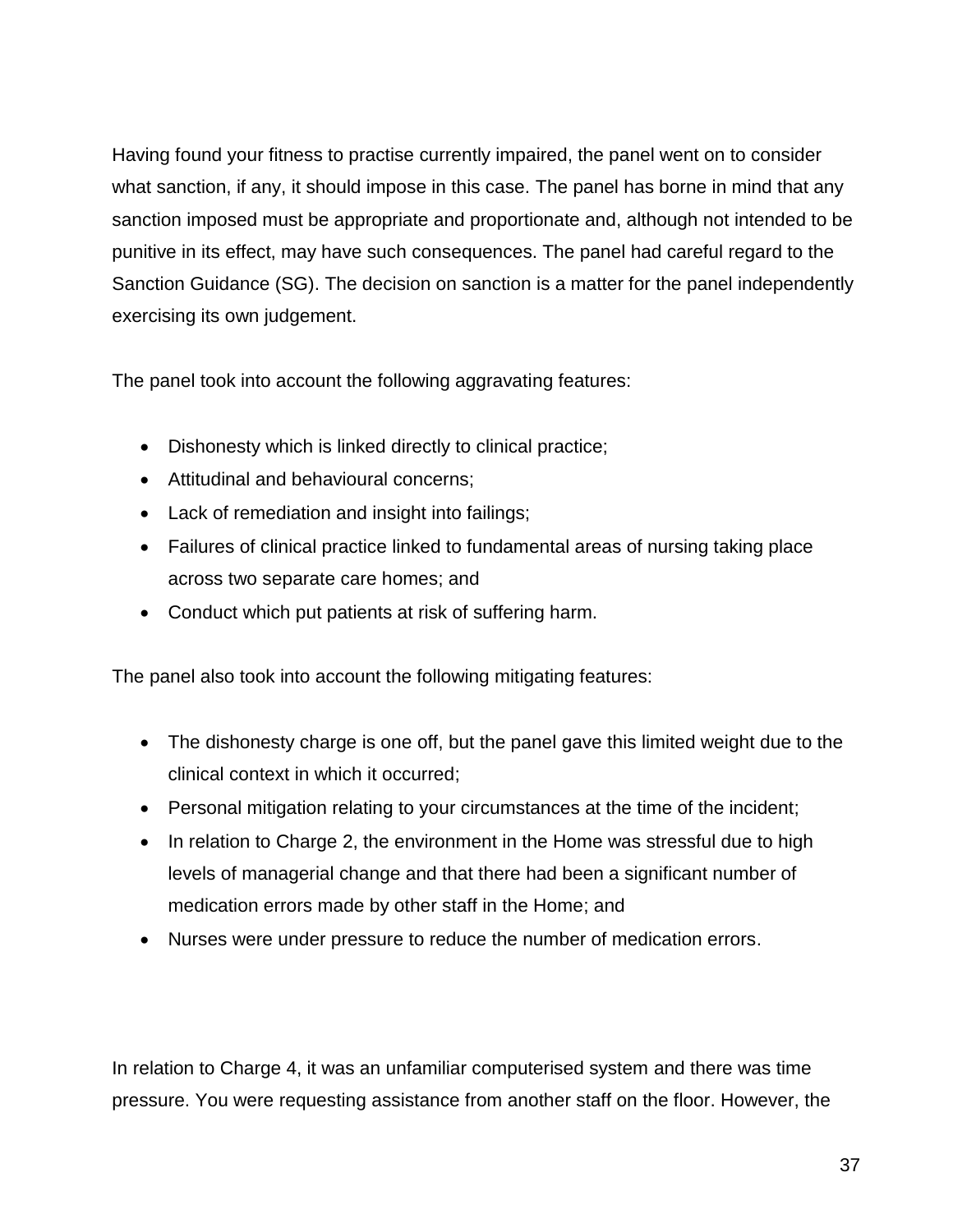Having found your fitness to practise currently impaired, the panel went on to consider what sanction, if any, it should impose in this case. The panel has borne in mind that any sanction imposed must be appropriate and proportionate and, although not intended to be punitive in its effect, may have such consequences. The panel had careful regard to the Sanction Guidance (SG). The decision on sanction is a matter for the panel independently exercising its own judgement.

The panel took into account the following aggravating features:

- Dishonesty which is linked directly to clinical practice;
- Attitudinal and behavioural concerns;
- Lack of remediation and insight into failings;
- Failures of clinical practice linked to fundamental areas of nursing taking place across two separate care homes; and
- Conduct which put patients at risk of suffering harm.

The panel also took into account the following mitigating features:

- The dishonesty charge is one off, but the panel gave this limited weight due to the clinical context in which it occurred;
- Personal mitigation relating to your circumstances at the time of the incident;
- In relation to Charge 2, the environment in the Home was stressful due to high levels of managerial change and that there had been a significant number of medication errors made by other staff in the Home; and
- Nurses were under pressure to reduce the number of medication errors.

In relation to Charge 4, it was an unfamiliar computerised system and there was time pressure. You were requesting assistance from another staff on the floor. However, the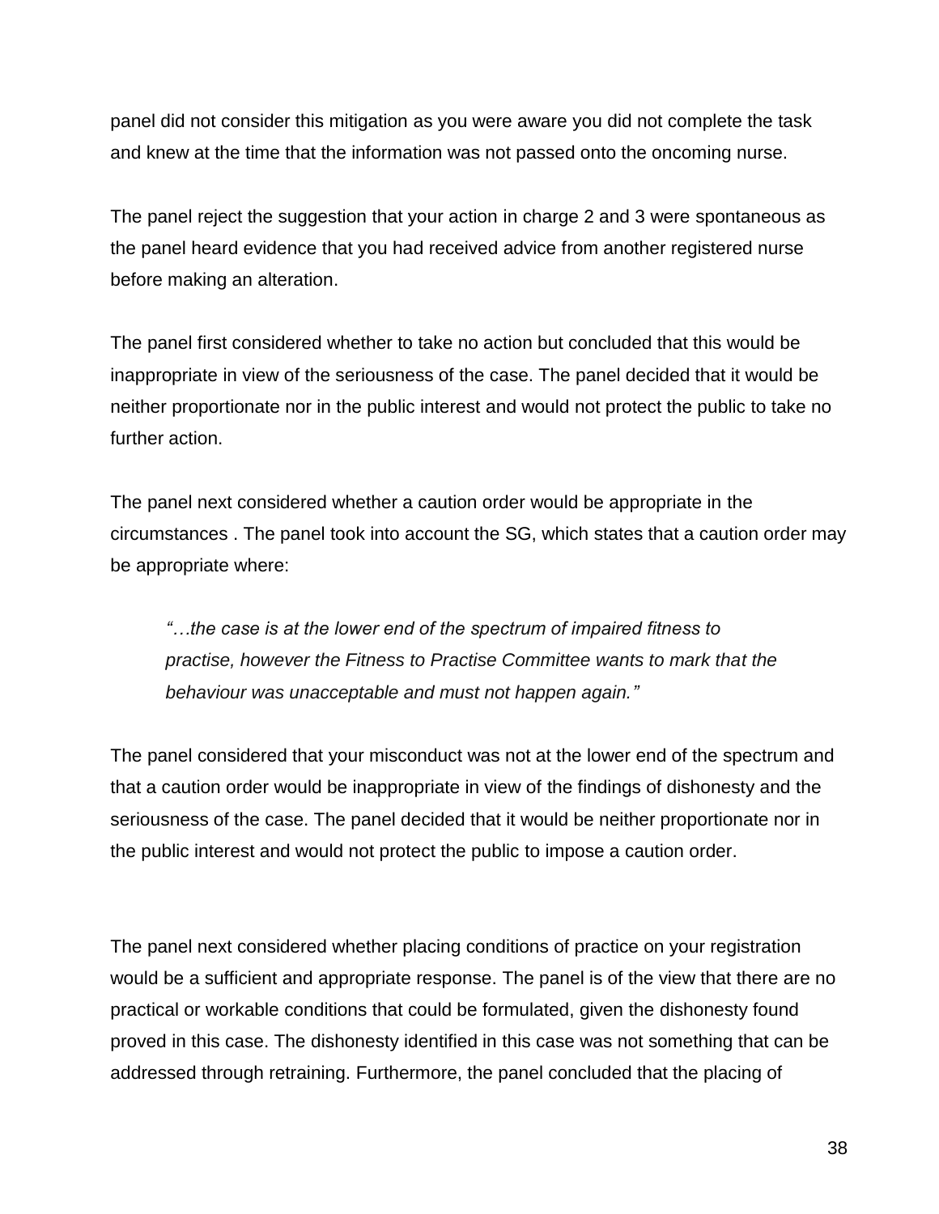panel did not consider this mitigation as you were aware you did not complete the task and knew at the time that the information was not passed onto the oncoming nurse.

The panel reject the suggestion that your action in charge 2 and 3 were spontaneous as the panel heard evidence that you had received advice from another registered nurse before making an alteration.

The panel first considered whether to take no action but concluded that this would be inappropriate in view of the seriousness of the case. The panel decided that it would be neither proportionate nor in the public interest and would not protect the public to take no further action.

The panel next considered whether a caution order would be appropriate in the circumstances . The panel took into account the SG, which states that a caution order may be appropriate where:

> *"…the case is at the lower end of the spectrum of impaired fitness to practise, however the Fitness to Practise Committee wants to mark that the behaviour was unacceptable and must not happen again."*

The panel considered that your misconduct was not at the lower end of the spectrum and that a caution order would be inappropriate in view of the findings of dishonesty and the seriousness of the case. The panel decided that it would be neither proportionate nor in the public interest and would not protect the public to impose a caution order.

The panel next considered whether placing conditions of practice on your registration would be a sufficient and appropriate response. The panel is of the view that there are no practical or workable conditions that could be formulated, given the dishonesty found proved in this case. The dishonesty identified in this case was not something that can be addressed through retraining. Furthermore, the panel concluded that the placing of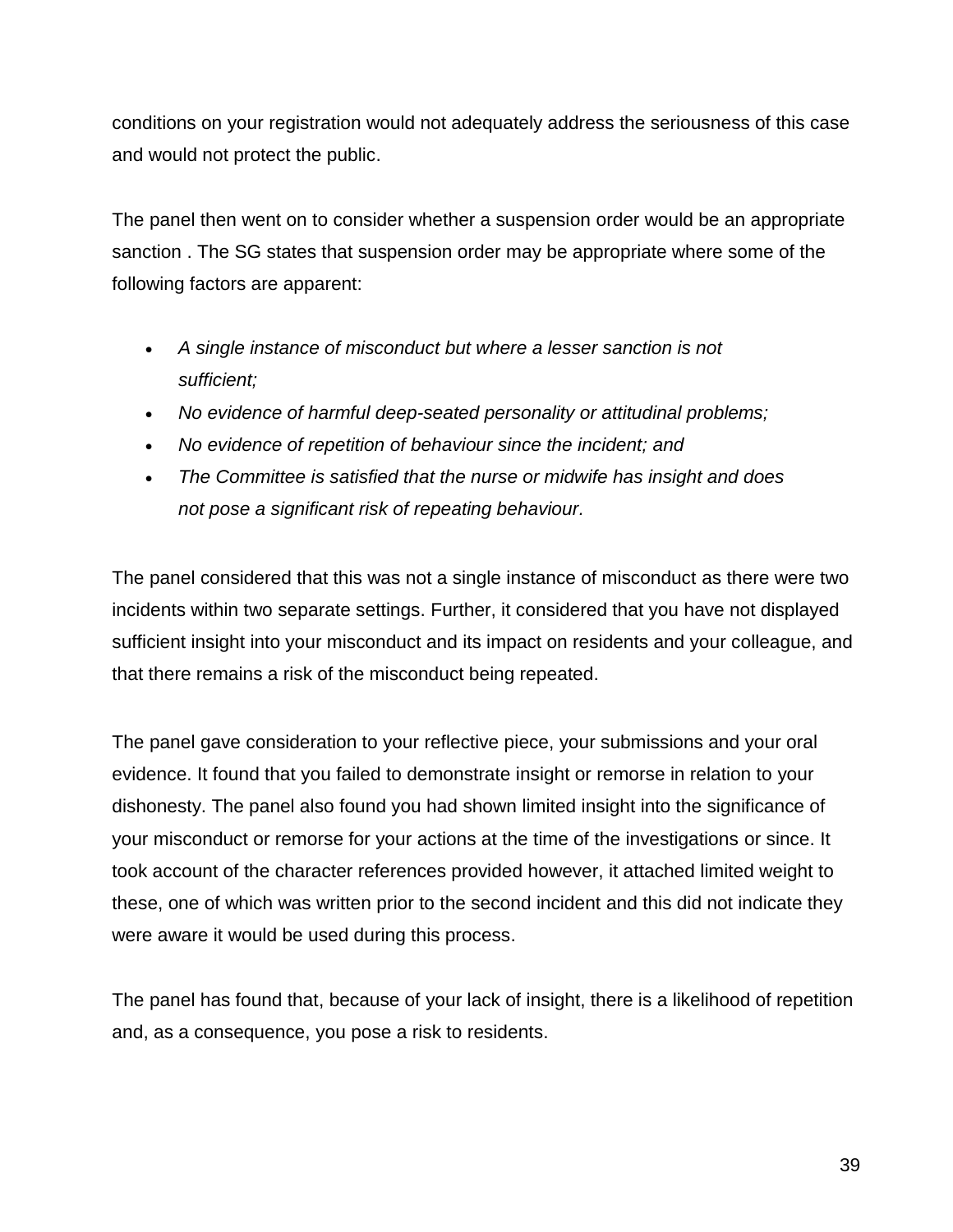conditions on your registration would not adequately address the seriousness of this case and would not protect the public.

The panel then went on to consider whether a suspension order would be an appropriate sanction . The SG states that suspension order may be appropriate where some of the following factors are apparent:

- *A single instance of misconduct but where a lesser sanction is not sufficient;*
- *No evidence of harmful deep-seated personality or attitudinal problems;*
- *No evidence of repetition of behaviour since the incident; and*
- *The Committee is satisfied that the nurse or midwife has insight and does not pose a significant risk of repeating behaviour.*

The panel considered that this was not a single instance of misconduct as there were two incidents within two separate settings. Further, it considered that you have not displayed sufficient insight into your misconduct and its impact on residents and your colleague, and that there remains a risk of the misconduct being repeated.

The panel gave consideration to your reflective piece, your submissions and your oral evidence. It found that you failed to demonstrate insight or remorse in relation to your dishonesty. The panel also found you had shown limited insight into the significance of your misconduct or remorse for your actions at the time of the investigations or since. It took account of the character references provided however, it attached limited weight to these, one of which was written prior to the second incident and this did not indicate they were aware it would be used during this process.

The panel has found that, because of your lack of insight, there is a likelihood of repetition and, as a consequence, you pose a risk to residents.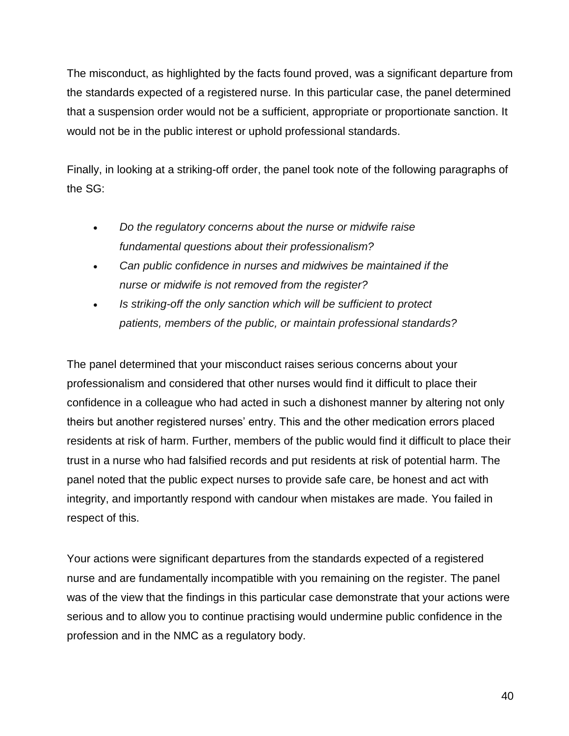The misconduct, as highlighted by the facts found proved, was a significant departure from the standards expected of a registered nurse. In this particular case, the panel determined that a suspension order would not be a sufficient, appropriate or proportionate sanction. It would not be in the public interest or uphold professional standards.

Finally, in looking at a striking-off order, the panel took note of the following paragraphs of the SG:

- *Do the regulatory concerns about the nurse or midwife raise fundamental questions about their professionalism?*
- *Can public confidence in nurses and midwives be maintained if the nurse or midwife is not removed from the register?*
- *Is striking-off the only sanction which will be sufficient to protect patients, members of the public, or maintain professional standards?*

The panel determined that your misconduct raises serious concerns about your professionalism and considered that other nurses would find it difficult to place their confidence in a colleague who had acted in such a dishonest manner by altering not only theirs but another registered nurses' entry. This and the other medication errors placed residents at risk of harm. Further, members of the public would find it difficult to place their trust in a nurse who had falsified records and put residents at risk of potential harm. The panel noted that the public expect nurses to provide safe care, be honest and act with integrity, and importantly respond with candour when mistakes are made. You failed in respect of this.

Your actions were significant departures from the standards expected of a registered nurse and are fundamentally incompatible with you remaining on the register. The panel was of the view that the findings in this particular case demonstrate that your actions were serious and to allow you to continue practising would undermine public confidence in the profession and in the NMC as a regulatory body.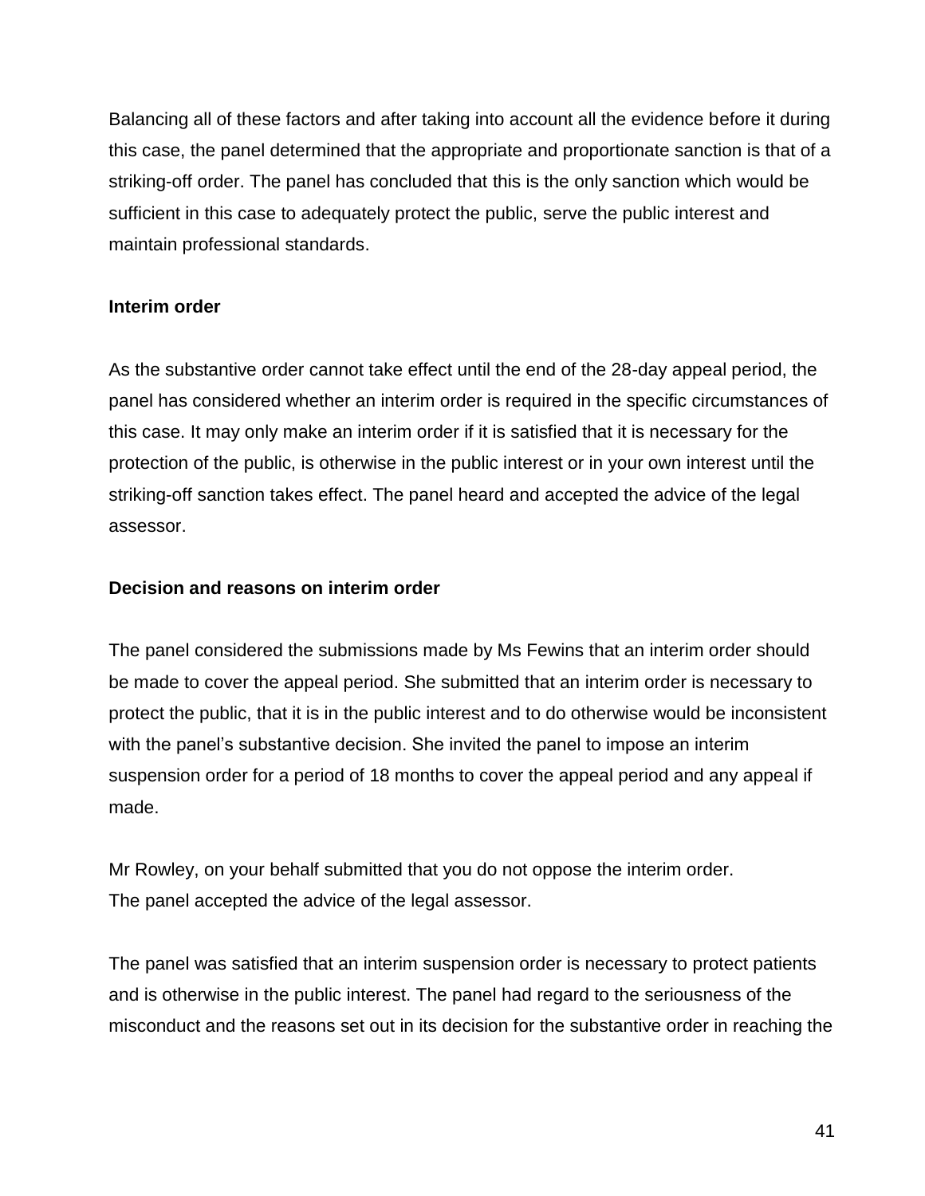Balancing all of these factors and after taking into account all the evidence before it during this case, the panel determined that the appropriate and proportionate sanction is that of a striking-off order. The panel has concluded that this is the only sanction which would be sufficient in this case to adequately protect the public, serve the public interest and maintain professional standards.

**Interim order**

As the substantive order cannot take effect until the end of the 28-day appeal period, the panel has considered whether an interim order is required in the specific circumstances of this case. It may only make an interim order if it is satisfied that it is necessary for the protection of the public, is otherwise in the public interest or in your own interest until the striking-off sanction takes effect. The panel heard and accepted the advice of the legal assessor.

**Decision and reasons on interim order**

The panel considered the submissions made by Ms Fewins that an interim order should be made to cover the appeal period. She submitted that an interim order is necessary to protect the public, that it is in the public interest and to do otherwise would be inconsistent with the panel's substantive decision. She invited the panel to impose an interim suspension order for a period of 18 months to cover the appeal period and any appeal if made.

Mr Rowley, on your behalf submitted that you do not oppose the interim order.
The panel accepted the advice of the legal assessor.

The panel was satisfied that an interim suspension order is necessary to protect patients and is otherwise in the public interest. The panel had regard to the seriousness of the misconduct and the reasons set out in its decision for the substantive order in reaching the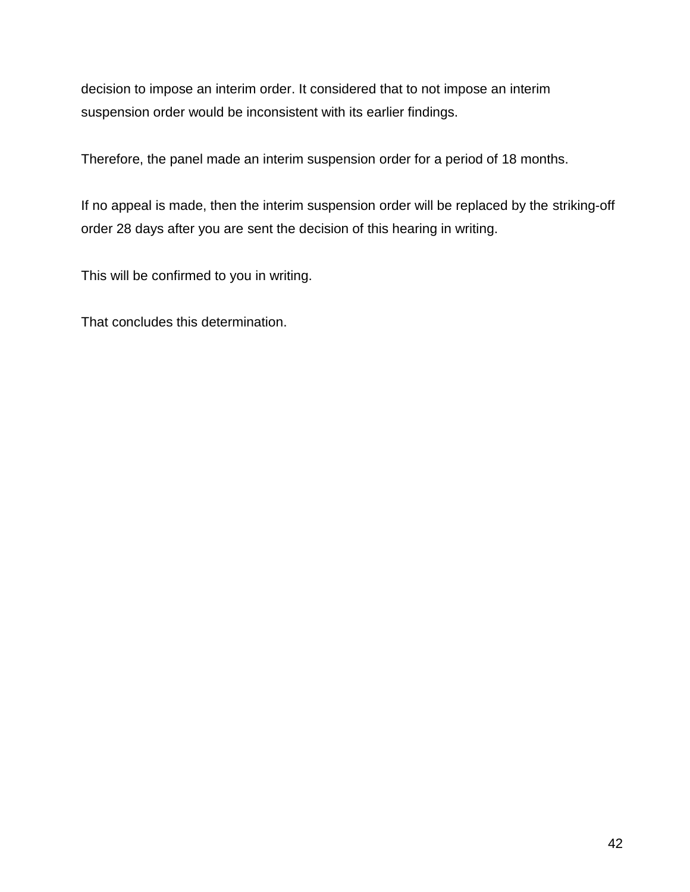decision to impose an interim order. It considered that to not impose an interim suspension order would be inconsistent with its earlier findings.

Therefore, the panel made an interim suspension order for a period of 18 months.

If no appeal is made, then the interim suspension order will be replaced by the striking-off order 28 days after you are sent the decision of this hearing in writing.

This will be confirmed to you in writing.

That concludes this determination.